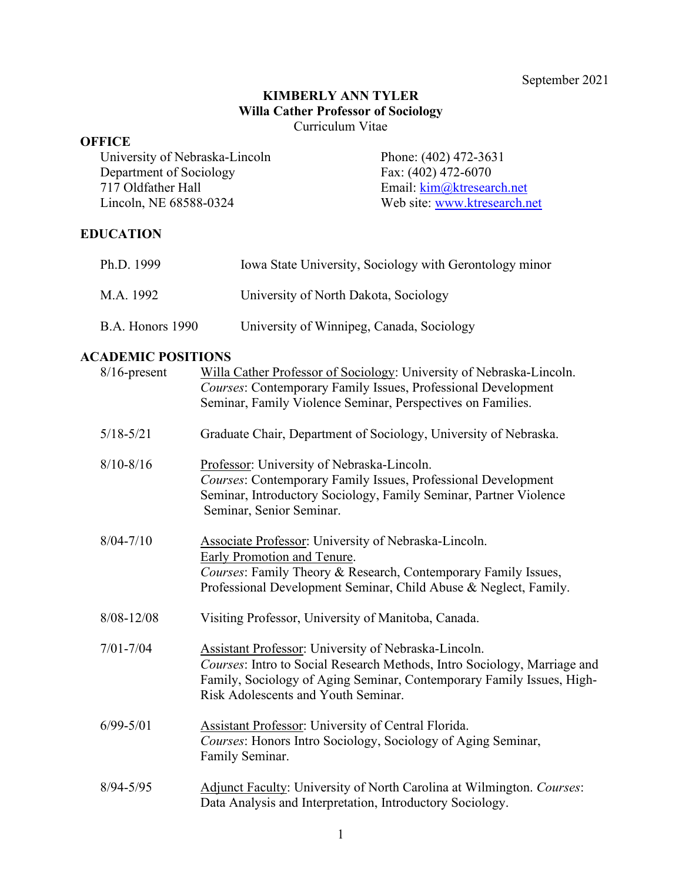September 2021

# KIMBERLY ANN TYLER
**Willa Cather Professor of Sociology**
Curriculum Vitae

## OFFICE

University of Nebraska-Lincoln
Department of Sociology
717 Oldfather Hall
Lincoln, NE 68588-0324

Phone: (402) 472-3631
Fax: (402) 472-6070
Email: kim@ktresearch.net
Web site: www.ktresearch.net

## EDUCATION

| | |
|---|---|
| Ph.D. 1999 | Iowa State University, Sociology with Gerontology minor |
| M.A. 1992 | University of North Dakota, Sociology |
| B.A. Honors 1990 | University of Winnipeg, Canada, Sociology |

## ACADEMIC POSITIONS

**8/16-present** — Willa Cather Professor of Sociology: University of Nebraska-Lincoln. *Courses*: Contemporary Family Issues, Professional Development Seminar, Family Violence Seminar, Perspectives on Families.

**5/18-5/21** — Graduate Chair, Department of Sociology, University of Nebraska.

**8/10-8/16** — Professor: University of Nebraska-Lincoln. *Courses*: Contemporary Family Issues, Professional Development Seminar, Introductory Sociology, Family Seminar, Partner Violence Seminar, Senior Seminar.

**8/04-7/10** — Associate Professor: University of Nebraska-Lincoln. Early Promotion and Tenure. *Courses*: Family Theory & Research, Contemporary Family Issues, Professional Development Seminar, Child Abuse & Neglect, Family.

**8/08-12/08** — Visiting Professor, University of Manitoba, Canada.

**7/01-7/04** — Assistant Professor: University of Nebraska-Lincoln. *Courses*: Intro to Social Research Methods, Intro Sociology, Marriage and Family, Sociology of Aging Seminar, Contemporary Family Issues, High-Risk Adolescents and Youth Seminar.

**6/99-5/01** — Assistant Professor: University of Central Florida. *Courses*: Honors Intro Sociology, Sociology of Aging Seminar, Family Seminar.

**8/94-5/95** — Adjunct Faculty: University of North Carolina at Wilmington. *Courses*: Data Analysis and Interpretation, Introductory Sociology.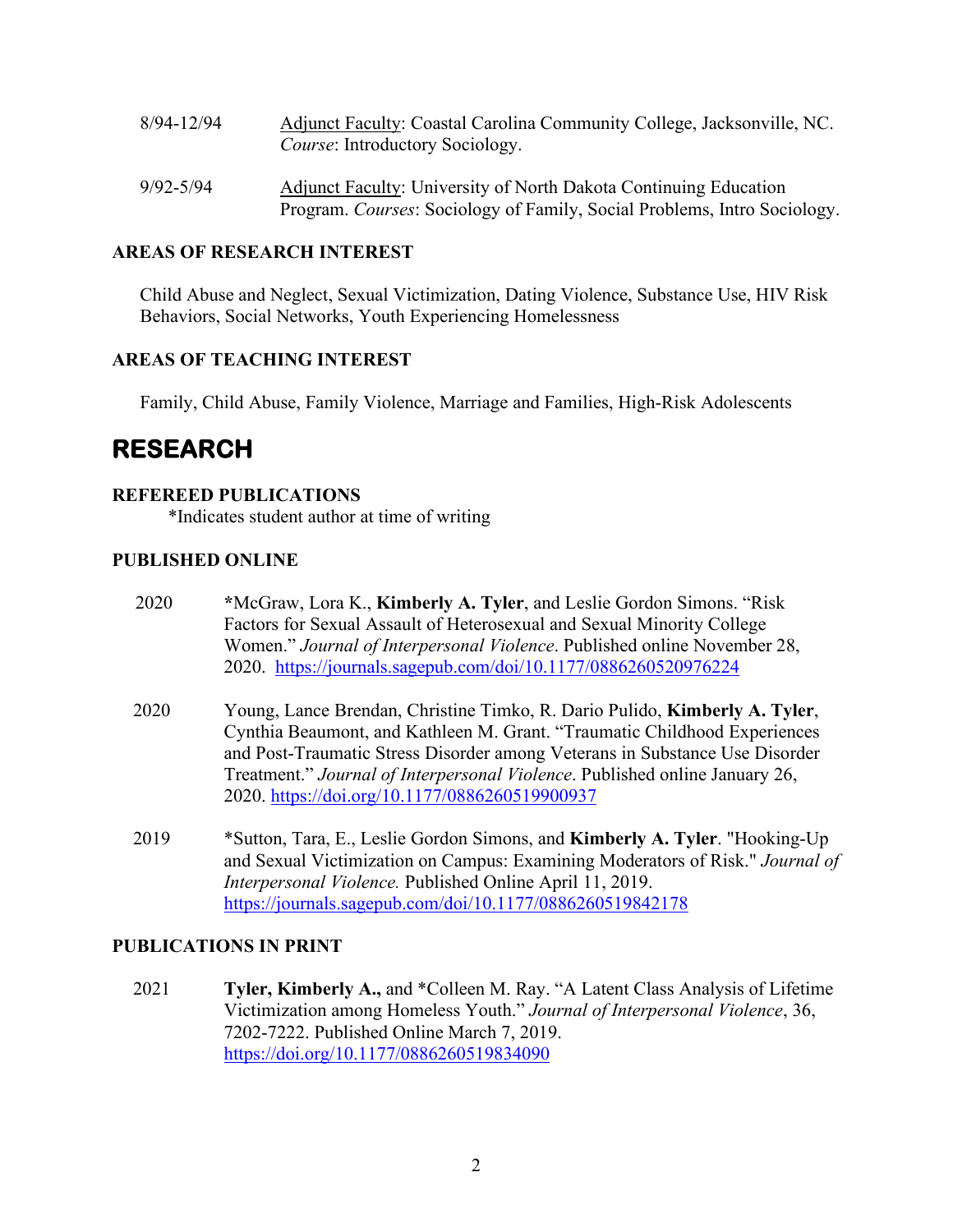8/94-12/94 &emsp; <u>Adjunct Faculty</u>: Coastal Carolina Community College, Jacksonville, NC. *Course*: Introductory Sociology.

9/92-5/94 &emsp; <u>Adjunct Faculty</u>: University of North Dakota Continuing Education Program. *Courses*: Sociology of Family, Social Problems, Intro Sociology.

### AREAS OF RESEARCH INTEREST

Child Abuse and Neglect, Sexual Victimization, Dating Violence, Substance Use, HIV Risk Behaviors, Social Networks, Youth Experiencing Homelessness

### AREAS OF TEACHING INTEREST

Family, Child Abuse, Family Violence, Marriage and Families, High-Risk Adolescents

## RESEARCH

### REFEREED PUBLICATIONS

*Indicates student author at time of writing

### PUBLISHED ONLINE

2020 &emsp; *McGraw, Lora K., **Kimberly A. Tyler**, and Leslie Gordon Simons. "Risk Factors for Sexual Assault of Heterosexual and Sexual Minority College Women." *Journal of Interpersonal Violence*. Published online November 28, 2020. https://journals.sagepub.com/doi/10.1177/0886260520976224

2020 &emsp; Young, Lance Brendan, Christine Timko, R. Dario Pulido, **Kimberly A. Tyler**, Cynthia Beaumont, and Kathleen M. Grant. "Traumatic Childhood Experiences and Post-Traumatic Stress Disorder among Veterans in Substance Use Disorder Treatment." *Journal of Interpersonal Violence*. Published online January 26, 2020. https://doi.org/10.1177/0886260519900937

2019 &emsp; *Sutton, Tara, E., Leslie Gordon Simons, and **Kimberly A. Tyler**. "Hooking-Up and Sexual Victimization on Campus: Examining Moderators of Risk." *Journal of Interpersonal Violence.* Published Online April 11, 2019. https://journals.sagepub.com/doi/10.1177/0886260519842178

### PUBLICATIONS IN PRINT

2021 &emsp; **Tyler, Kimberly A.,** and *Colleen M. Ray. "A Latent Class Analysis of Lifetime Victimization among Homeless Youth." *Journal of Interpersonal Violence*, 36, 7202-7222. Published Online March 7, 2019. https://doi.org/10.1177/0886260519834090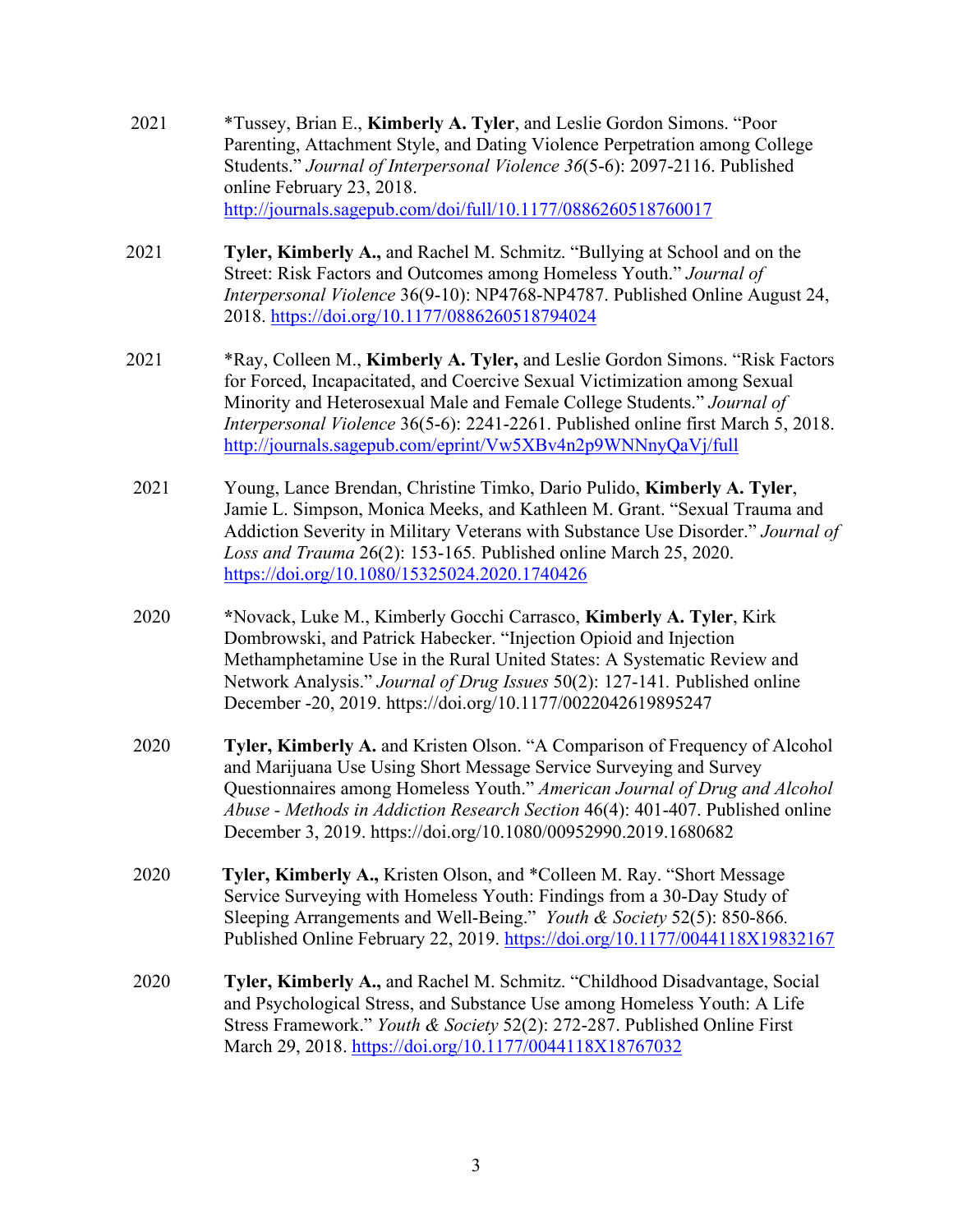2021 *Tussey, Brian E., **Kimberly A. Tyler**, and Leslie Gordon Simons. "Poor Parenting, Attachment Style, and Dating Violence Perpetration among College Students." *Journal of Interpersonal Violence 36*(5-6): 2097-2116. Published online February 23, 2018. http://journals.sagepub.com/doi/full/10.1177/0886260518760017

2021 **Tyler, Kimberly A.,** and Rachel M. Schmitz. "Bullying at School and on the Street: Risk Factors and Outcomes among Homeless Youth." *Journal of Interpersonal Violence* 36(9-10): NP4768-NP4787. Published Online August 24, 2018. https://doi.org/10.1177/0886260518794024

2021 *Ray, Colleen M., **Kimberly A. Tyler,** and Leslie Gordon Simons. "Risk Factors for Forced, Incapacitated, and Coercive Sexual Victimization among Sexual Minority and Heterosexual Male and Female College Students." *Journal of Interpersonal Violence* 36(5-6): 2241-2261. Published online first March 5, 2018. http://journals.sagepub.com/eprint/Vw5XBv4n2p9WNNnyQaVj/full

2021 Young, Lance Brendan, Christine Timko, Dario Pulido, **Kimberly A. Tyler**, Jamie L. Simpson, Monica Meeks, and Kathleen M. Grant. "Sexual Trauma and Addiction Severity in Military Veterans with Substance Use Disorder." *Journal of Loss and Trauma* 26(2): 153-165. Published online March 25, 2020. https://doi.org/10.1080/15325024.2020.1740426

2020 *Novack, Luke M., Kimberly Gocchi Carrasco, **Kimberly A. Tyler**, Kirk Dombrowski, and Patrick Habecker. "Injection Opioid and Injection Methamphetamine Use in the Rural United States: A Systematic Review and Network Analysis." *Journal of Drug Issues* 50(2): 127-141. Published online December -20, 2019. https://doi.org/10.1177/0022042619895247

2020 **Tyler, Kimberly A.** and Kristen Olson. "A Comparison of Frequency of Alcohol and Marijuana Use Using Short Message Service Surveying and Survey Questionnaires among Homeless Youth." *American Journal of Drug and Alcohol Abuse - Methods in Addiction Research Section* 46(4): 401-407. Published online December 3, 2019. https://doi.org/10.1080/00952990.2019.1680682

2020 **Tyler, Kimberly A.,** Kristen Olson, and *Colleen M. Ray. "Short Message Service Surveying with Homeless Youth: Findings from a 30-Day Study of Sleeping Arrangements and Well-Being." *Youth & Society* 52(5): 850-866. Published Online February 22, 2019. https://doi.org/10.1177/0044118X19832167

2020 **Tyler, Kimberly A.,** and Rachel M. Schmitz. "Childhood Disadvantage, Social and Psychological Stress, and Substance Use among Homeless Youth: A Life Stress Framework." *Youth & Society* 52(2): 272-287. Published Online First March 29, 2018. https://doi.org/10.1177/0044118X18767032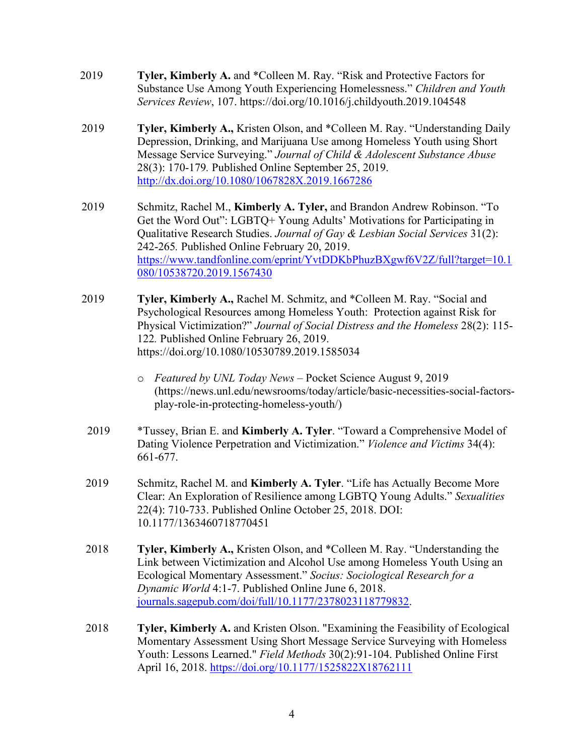2019 **Tyler, Kimberly A.** and *Colleen M. Ray. "Risk and Protective Factors for Substance Use Among Youth Experiencing Homelessness." *Children and Youth Services Review*, 107. https://doi.org/10.1016/j.childyouth.2019.104548

2019 **Tyler, Kimberly A.,** Kristen Olson, and *Colleen M. Ray. "Understanding Daily Depression, Drinking, and Marijuana Use among Homeless Youth using Short Message Service Surveying." *Journal of Child & Adolescent Substance Abuse* 28(3): 170-179. Published Online September 25, 2019. http://dx.doi.org/10.1080/1067828X.2019.1667286

2019 Schmitz, Rachel M., **Kimberly A. Tyler,** and Brandon Andrew Robinson. "To Get the Word Out": LGBTQ+ Young Adults' Motivations for Participating in Qualitative Research Studies. *Journal of Gay & Lesbian Social Services* 31(2): 242-265. Published Online February 20, 2019. https://www.tandfonline.com/eprint/YvtDDKbPhuzBXgwf6V2Z/full?target=10.1080/10538720.2019.1567430

2019 **Tyler, Kimberly A.,** Rachel M. Schmitz, and *Colleen M. Ray. "Social and Psychological Resources among Homeless Youth: Protection against Risk for Physical Victimization?" *Journal of Social Distress and the Homeless* 28(2): 115-122. Published Online February 26, 2019. https://doi.org/10.1080/10530789.2019.1585034

- *Featured by UNL Today News* – Pocket Science August 9, 2019 (https://news.unl.edu/newsrooms/today/article/basic-necessities-social-factors-play-role-in-protecting-homeless-youth/)

2019 *Tussey, Brian E. and **Kimberly A. Tyler**. "Toward a Comprehensive Model of Dating Violence Perpetration and Victimization." *Violence and Victims* 34(4): 661-677.

2019 Schmitz, Rachel M. and **Kimberly A. Tyler**. "Life has Actually Become More Clear: An Exploration of Resilience among LGBTQ Young Adults." *Sexualities* 22(4): 710-733. Published Online October 25, 2018. DOI: 10.1177/1363460718770451

2018 **Tyler, Kimberly A.,** Kristen Olson, and *Colleen M. Ray. "Understanding the Link between Victimization and Alcohol Use among Homeless Youth Using an Ecological Momentary Assessment." *Socius: Sociological Research for a Dynamic World* 4:1-7. Published Online June 6, 2018. journals.sagepub.com/doi/full/10.1177/2378023118779832.

2018 **Tyler, Kimberly A.** and Kristen Olson. "Examining the Feasibility of Ecological Momentary Assessment Using Short Message Service Surveying with Homeless Youth: Lessons Learned." *Field Methods* 30(2):91-104. Published Online First April 16, 2018. https://doi.org/10.1177/1525822X18762111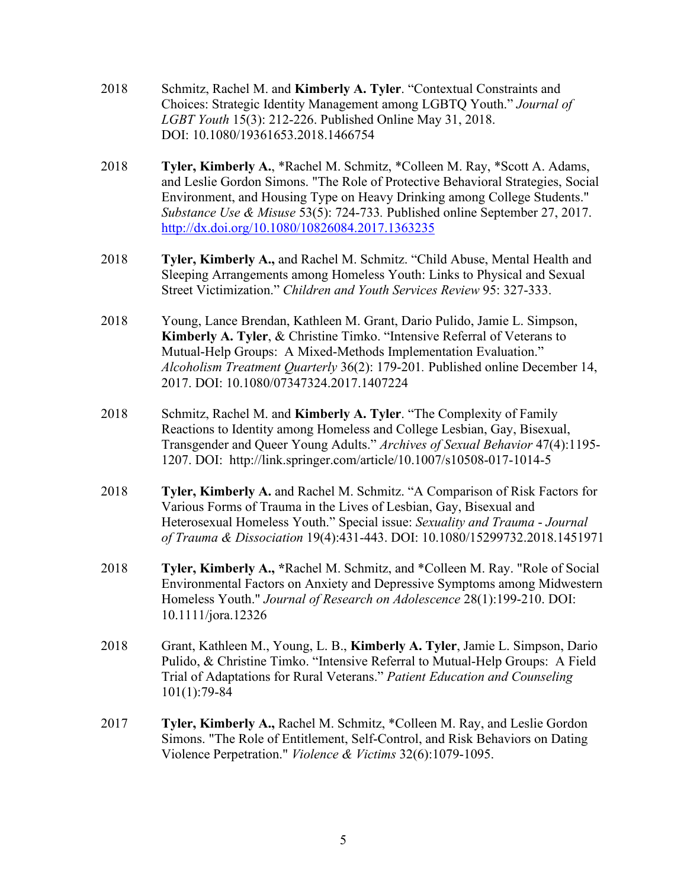2018 Schmitz, Rachel M. and **Kimberly A. Tyler**. "Contextual Constraints and Choices: Strategic Identity Management among LGBTQ Youth." *Journal of LGBT Youth* 15(3): 212-226. Published Online May 31, 2018. DOI: 10.1080/19361653.2018.1466754

2018 **Tyler, Kimberly A.**, *Rachel M. Schmitz, *Colleen M. Ray, *Scott A. Adams, and Leslie Gordon Simons. "The Role of Protective Behavioral Strategies, Social Environment, and Housing Type on Heavy Drinking among College Students." *Substance Use & Misuse* 53(5): 724-733. Published online September 27, 2017. http://dx.doi.org/10.1080/10826084.2017.1363235

2018 **Tyler, Kimberly A.,** and Rachel M. Schmitz. "Child Abuse, Mental Health and Sleeping Arrangements among Homeless Youth: Links to Physical and Sexual Street Victimization." *Children and Youth Services Review* 95: 327-333.

2018 Young, Lance Brendan, Kathleen M. Grant, Dario Pulido, Jamie L. Simpson, **Kimberly A. Tyler**, & Christine Timko. "Intensive Referral of Veterans to Mutual-Help Groups: A Mixed-Methods Implementation Evaluation." *Alcoholism Treatment Quarterly* 36(2): 179-201. Published online December 14, 2017. DOI: 10.1080/07347324.2017.1407224

2018 Schmitz, Rachel M. and **Kimberly A. Tyler**. "The Complexity of Family Reactions to Identity among Homeless and College Lesbian, Gay, Bisexual, Transgender and Queer Young Adults." *Archives of Sexual Behavior* 47(4):1195-1207. DOI: http://link.springer.com/article/10.1007/s10508-017-1014-5

2018 **Tyler, Kimberly A.** and Rachel M. Schmitz. "A Comparison of Risk Factors for Various Forms of Trauma in the Lives of Lesbian, Gay, Bisexual and Heterosexual Homeless Youth." Special issue: *Sexuality and Trauma - Journal of Trauma & Dissociation* 19(4):431-443. DOI: 10.1080/15299732.2018.1451971

2018 **Tyler, Kimberly A.,** *Rachel M. Schmitz, and *Colleen M. Ray. "Role of Social Environmental Factors on Anxiety and Depressive Symptoms among Midwestern Homeless Youth." *Journal of Research on Adolescence* 28(1):199-210. DOI: 10.1111/jora.12326

2018 Grant, Kathleen M., Young, L. B., **Kimberly A. Tyler**, Jamie L. Simpson, Dario Pulido, & Christine Timko. "Intensive Referral to Mutual-Help Groups: A Field Trial of Adaptations for Rural Veterans." *Patient Education and Counseling* 101(1):79-84

2017 **Tyler, Kimberly A.,** Rachel M. Schmitz, *Colleen M. Ray, and Leslie Gordon Simons. "The Role of Entitlement, Self-Control, and Risk Behaviors on Dating Violence Perpetration." *Violence & Victims* 32(6):1079-1095.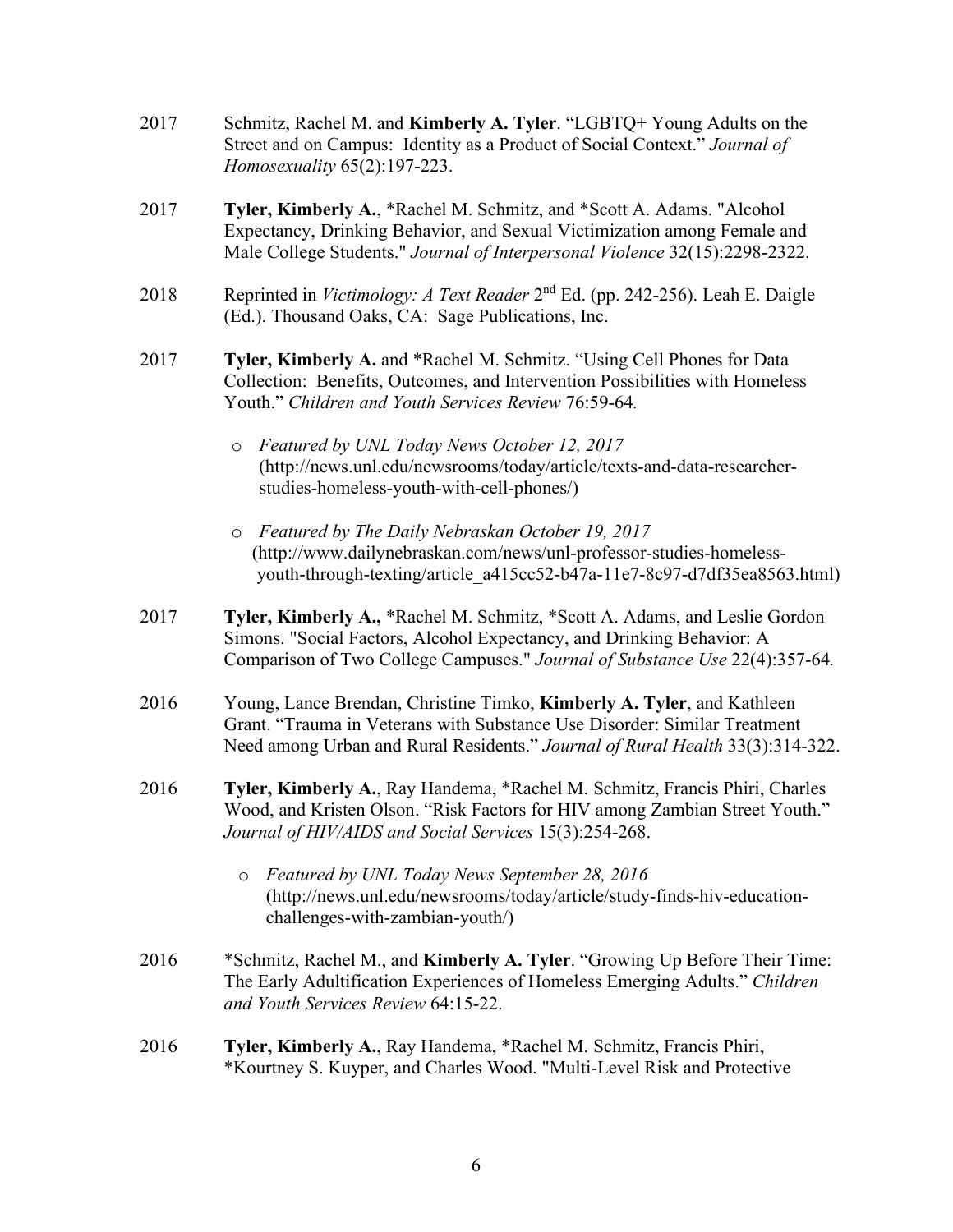2017 Schmitz, Rachel M. and **Kimberly A. Tyler**. "LGBTQ+ Young Adults on the Street and on Campus: Identity as a Product of Social Context." *Journal of Homosexuality* 65(2):197-223.

2017 **Tyler, Kimberly A.**, *Rachel M. Schmitz, and *Scott A. Adams. "Alcohol Expectancy, Drinking Behavior, and Sexual Victimization among Female and Male College Students." *Journal of Interpersonal Violence* 32(15):2298-2322.

2018 Reprinted in *Victimology: A Text Reader* 2nd Ed. (pp. 242-256). Leah E. Daigle (Ed.). Thousand Oaks, CA: Sage Publications, Inc.

2017 **Tyler, Kimberly A.** and *Rachel M. Schmitz. "Using Cell Phones for Data Collection: Benefits, Outcomes, and Intervention Possibilities with Homeless Youth." *Children and Youth Services Review* 76:59-64.

- *Featured by UNL Today News October 12, 2017* (http://news.unl.edu/newsrooms/today/article/texts-and-data-researcher-studies-homeless-youth-with-cell-phones/)
- *Featured by The Daily Nebraskan October 19, 2017* (http://www.dailynebraskan.com/news/unl-professor-studies-homeless-youth-through-texting/article_a415cc52-b47a-11e7-8c97-d7df35ea8563.html)

2017 **Tyler, Kimberly A.,** *Rachel M. Schmitz, *Scott A. Adams, and Leslie Gordon Simons. "Social Factors, Alcohol Expectancy, and Drinking Behavior: A Comparison of Two College Campuses." *Journal of Substance Use* 22(4):357-64.

2016 Young, Lance Brendan, Christine Timko, **Kimberly A. Tyler**, and Kathleen Grant. "Trauma in Veterans with Substance Use Disorder: Similar Treatment Need among Urban and Rural Residents." *Journal of Rural Health* 33(3):314-322.

2016 **Tyler, Kimberly A.**, Ray Handema, *Rachel M. Schmitz, Francis Phiri, Charles Wood, and Kristen Olson. "Risk Factors for HIV among Zambian Street Youth." *Journal of HIV/AIDS and Social Services* 15(3):254-268.

- *Featured by UNL Today News September 28, 2016* (http://news.unl.edu/newsrooms/today/article/study-finds-hiv-education-challenges-with-zambian-youth/)

2016 *Schmitz, Rachel M., and **Kimberly A. Tyler**. "Growing Up Before Their Time: The Early Adultification Experiences of Homeless Emerging Adults." *Children and Youth Services Review* 64:15-22.

2016 **Tyler, Kimberly A.**, Ray Handema, *Rachel M. Schmitz, Francis Phiri, *Kourtney S. Kuyper, and Charles Wood. "Multi-Level Risk and Protective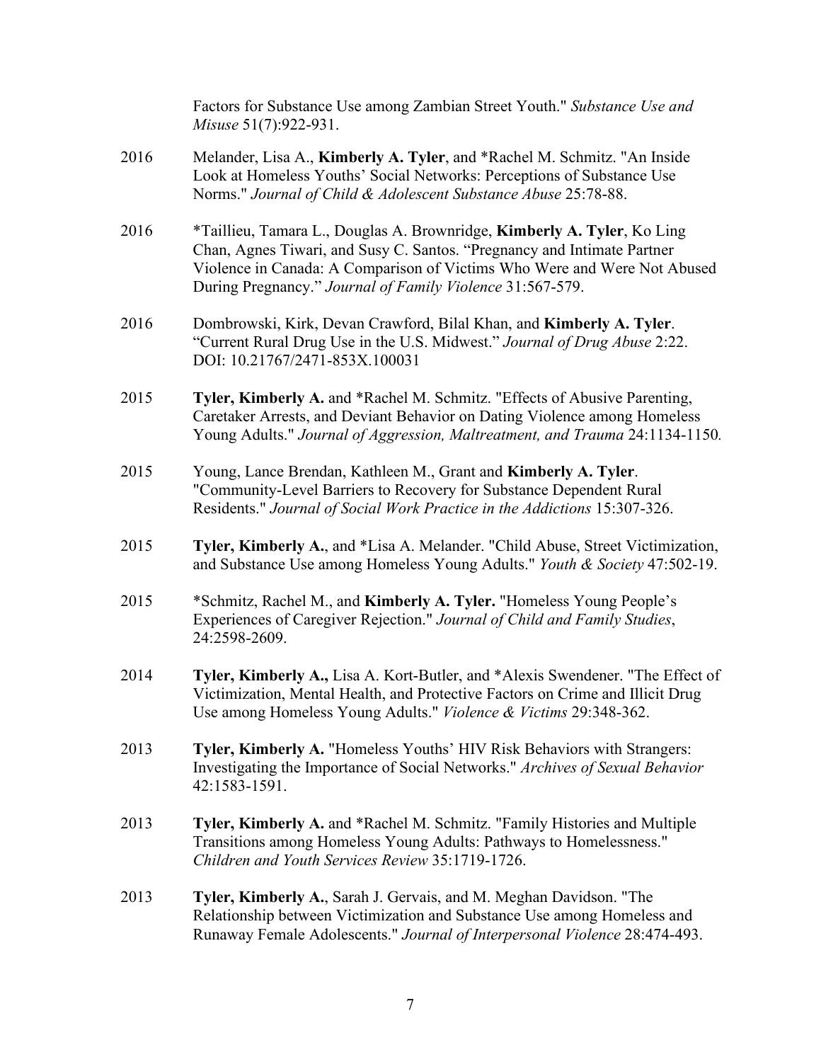Factors for Substance Use among Zambian Street Youth." *Substance Use and Misuse* 51(7):922-931.

2016 Melander, Lisa A., **Kimberly A. Tyler**, and *Rachel M. Schmitz. "An Inside Look at Homeless Youths' Social Networks: Perceptions of Substance Use Norms." *Journal of Child & Adolescent Substance Abuse* 25:78-88.

2016 *Taillieu, Tamara L., Douglas A. Brownridge, **Kimberly A. Tyler**, Ko Ling Chan, Agnes Tiwari, and Susy C. Santos. "Pregnancy and Intimate Partner Violence in Canada: A Comparison of Victims Who Were and Were Not Abused During Pregnancy." *Journal of Family Violence* 31:567-579.

2016 Dombrowski, Kirk, Devan Crawford, Bilal Khan, and **Kimberly A. Tyler**. "Current Rural Drug Use in the U.S. Midwest." *Journal of Drug Abuse* 2:22. DOI: 10.21767/2471-853X.100031

2015 **Tyler, Kimberly A.** and *Rachel M. Schmitz. "Effects of Abusive Parenting, Caretaker Arrests, and Deviant Behavior on Dating Violence among Homeless Young Adults." *Journal of Aggression, Maltreatment, and Trauma* 24:1134-1150.

2015 Young, Lance Brendan, Kathleen M., Grant and **Kimberly A. Tyler**. "Community-Level Barriers to Recovery for Substance Dependent Rural Residents." *Journal of Social Work Practice in the Addictions* 15:307-326.

2015 **Tyler, Kimberly A.**, and *Lisa A. Melander. "Child Abuse, Street Victimization, and Substance Use among Homeless Young Adults." *Youth & Society* 47:502-19.

2015 *Schmitz, Rachel M., and **Kimberly A. Tyler.** "Homeless Young People's Experiences of Caregiver Rejection." *Journal of Child and Family Studies*, 24:2598-2609.

2014 **Tyler, Kimberly A.,** Lisa A. Kort-Butler, and *Alexis Swendener. "The Effect of Victimization, Mental Health, and Protective Factors on Crime and Illicit Drug Use among Homeless Young Adults." *Violence & Victims* 29:348-362.

2013 **Tyler, Kimberly A.** "Homeless Youths' HIV Risk Behaviors with Strangers: Investigating the Importance of Social Networks." *Archives of Sexual Behavior* 42:1583-1591.

2013 **Tyler, Kimberly A.** and *Rachel M. Schmitz. "Family Histories and Multiple Transitions among Homeless Young Adults: Pathways to Homelessness." *Children and Youth Services Review* 35:1719-1726.

2013 **Tyler, Kimberly A.**, Sarah J. Gervais, and M. Meghan Davidson. "The Relationship between Victimization and Substance Use among Homeless and Runaway Female Adolescents." *Journal of Interpersonal Violence* 28:474-493.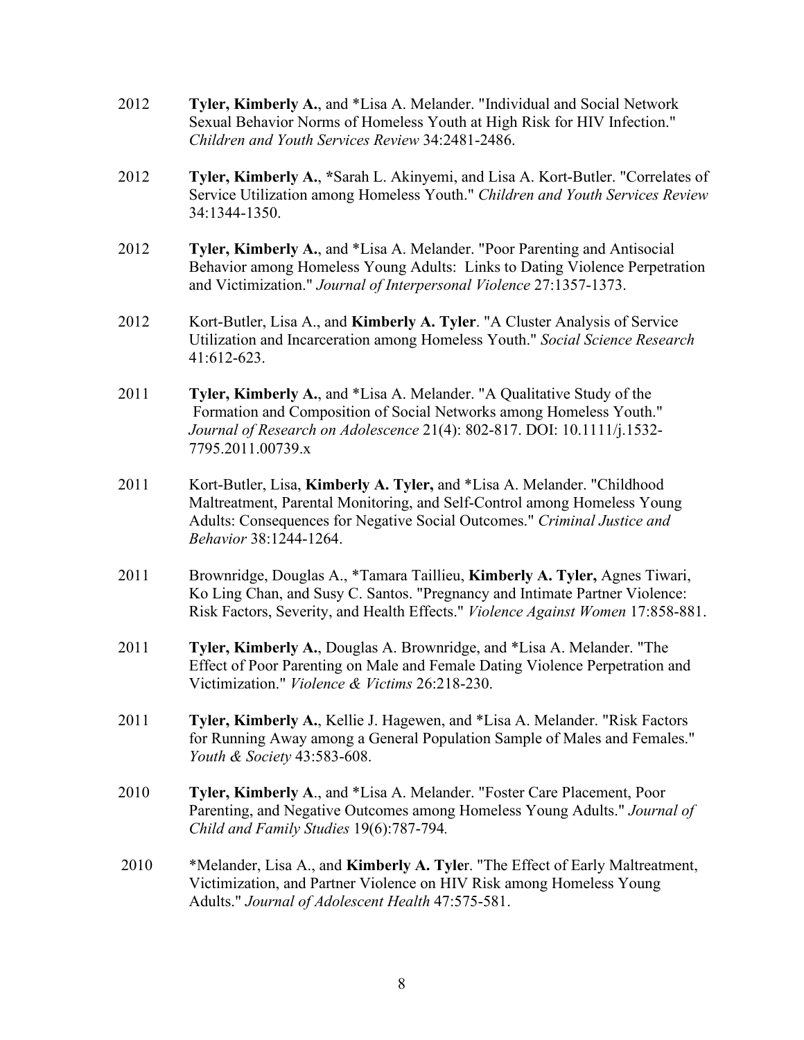2012 **Tyler, Kimberly A.**, and *Lisa A. Melander. "Individual and Social Network Sexual Behavior Norms of Homeless Youth at High Risk for HIV Infection." *Children and Youth Services Review* 34:2481-2486.

2012 **Tyler, Kimberly A.**, *Sarah L. Akinyemi, and Lisa A. Kort-Butler. "Correlates of Service Utilization among Homeless Youth." *Children and Youth Services Review* 34:1344-1350.

2012 **Tyler, Kimberly A.**, and *Lisa A. Melander. "Poor Parenting and Antisocial Behavior among Homeless Young Adults: Links to Dating Violence Perpetration and Victimization." *Journal of Interpersonal Violence* 27:1357-1373.

2012 Kort-Butler, Lisa A., and **Kimberly A. Tyler**. "A Cluster Analysis of Service Utilization and Incarceration among Homeless Youth." *Social Science Research* 41:612-623.

2011 **Tyler, Kimberly A.**, and *Lisa A. Melander. "A Qualitative Study of the Formation and Composition of Social Networks among Homeless Youth." *Journal of Research on Adolescence* 21(4): 802-817. DOI: 10.1111/j.1532-7795.2011.00739.x

2011 Kort-Butler, Lisa, **Kimberly A. Tyler,** and *Lisa A. Melander. "Childhood Maltreatment, Parental Monitoring, and Self-Control among Homeless Young Adults: Consequences for Negative Social Outcomes." *Criminal Justice and Behavior* 38:1244-1264.

2011 Brownridge, Douglas A., *Tamara Taillieu, **Kimberly A. Tyler,** Agnes Tiwari, Ko Ling Chan, and Susy C. Santos. "Pregnancy and Intimate Partner Violence: Risk Factors, Severity, and Health Effects." *Violence Against Women* 17:858-881.

2011 **Tyler, Kimberly A.**, Douglas A. Brownridge, and *Lisa A. Melander. "The Effect of Poor Parenting on Male and Female Dating Violence Perpetration and Victimization." *Violence & Victims* 26:218-230.

2011 **Tyler, Kimberly A.**, Kellie J. Hagewen, and *Lisa A. Melander. "Risk Factors for Running Away among a General Population Sample of Males and Females." *Youth & Society* 43:583-608.

2010 **Tyler, Kimberly A**., and *Lisa A. Melander. "Foster Care Placement, Poor Parenting, and Negative Outcomes among Homeless Young Adults." *Journal of Child and Family Studies* 19(6):787-794.

2010 *Melander, Lisa A., and **Kimberly A. Tyle**r. "The Effect of Early Maltreatment, Victimization, and Partner Violence on HIV Risk among Homeless Young Adults." *Journal of Adolescent Health* 47:575-581.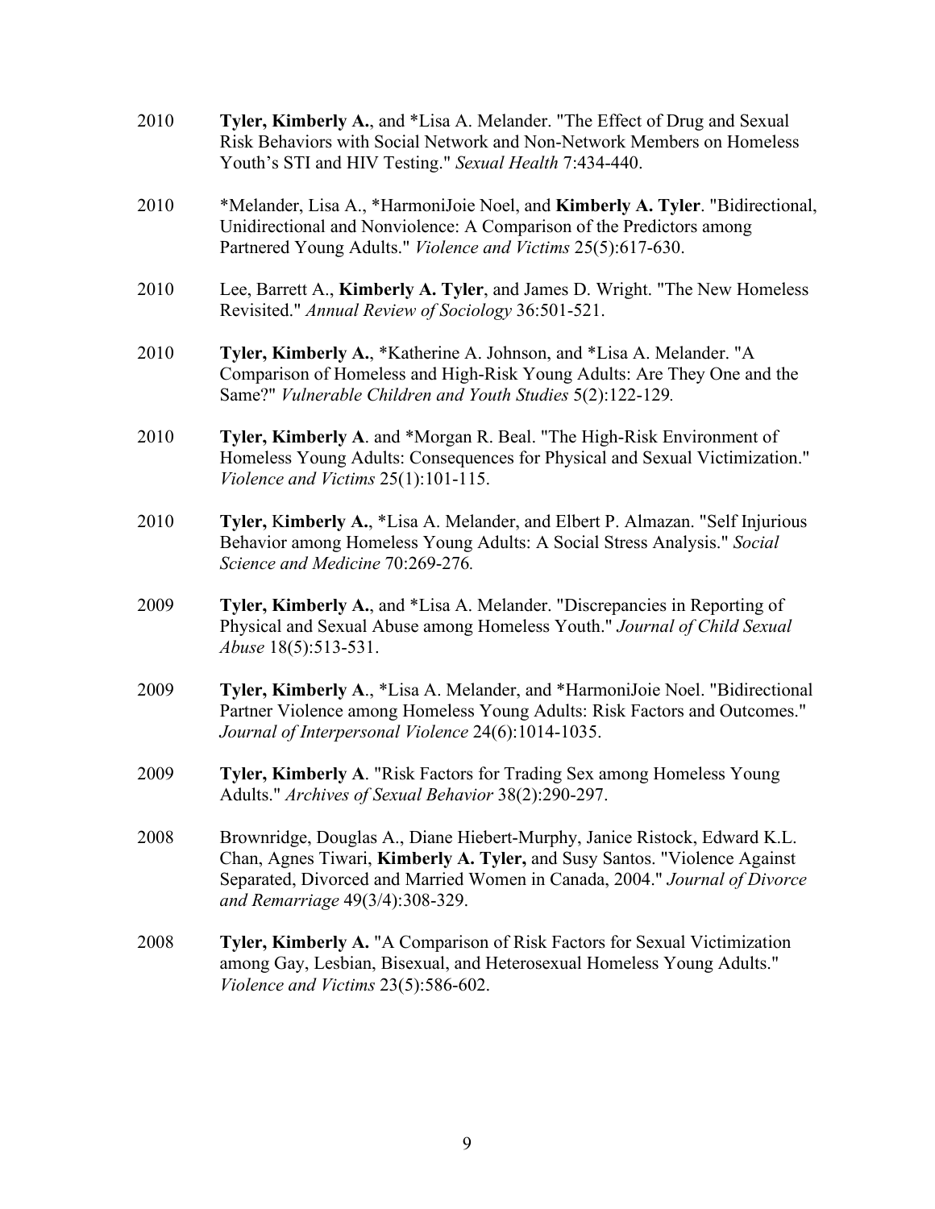2010 **Tyler, Kimberly A.**, and *Lisa A. Melander. "The Effect of Drug and Sexual Risk Behaviors with Social Network and Non-Network Members on Homeless Youth's STI and HIV Testing." *Sexual Health* 7:434-440.

2010 *Melander, Lisa A., *HarmoniJoie Noel, and **Kimberly A. Tyler**. "Bidirectional, Unidirectional and Nonviolence: A Comparison of the Predictors among Partnered Young Adults." *Violence and Victims* 25(5):617-630.

2010 Lee, Barrett A., **Kimberly A. Tyler**, and James D. Wright. "The New Homeless Revisited." *Annual Review of Sociology* 36:501-521.

2010 **Tyler, Kimberly A.**, *Katherine A. Johnson, and *Lisa A. Melander. "A Comparison of Homeless and High-Risk Young Adults: Are They One and the Same?" *Vulnerable Children and Youth Studies* 5(2):122-129.

2010 **Tyler, Kimberly A**. and *Morgan R. Beal. "The High-Risk Environment of Homeless Young Adults: Consequences for Physical and Sexual Victimization." *Violence and Victims* 25(1):101-115.

2010 **Tyler, Kimberly A.**, *Lisa A. Melander, and Elbert P. Almazan. "Self Injurious Behavior among Homeless Young Adults: A Social Stress Analysis." *Social Science and Medicine* 70:269-276.

2009 **Tyler, Kimberly A.**, and *Lisa A. Melander. "Discrepancies in Reporting of Physical and Sexual Abuse among Homeless Youth." *Journal of Child Sexual Abuse* 18(5):513-531.

2009 **Tyler, Kimberly A**., *Lisa A. Melander, and *HarmoniJoie Noel. "Bidirectional Partner Violence among Homeless Young Adults: Risk Factors and Outcomes." *Journal of Interpersonal Violence* 24(6):1014-1035.

2009 **Tyler, Kimberly A**. "Risk Factors for Trading Sex among Homeless Young Adults." *Archives of Sexual Behavior* 38(2):290-297.

2008 Brownridge, Douglas A., Diane Hiebert-Murphy, Janice Ristock, Edward K.L. Chan, Agnes Tiwari, **Kimberly A. Tyler,** and Susy Santos. "Violence Against Separated, Divorced and Married Women in Canada, 2004." *Journal of Divorce and Remarriage* 49(3/4):308-329.

2008 **Tyler, Kimberly A.** "A Comparison of Risk Factors for Sexual Victimization among Gay, Lesbian, Bisexual, and Heterosexual Homeless Young Adults." *Violence and Victims* 23(5):586-602.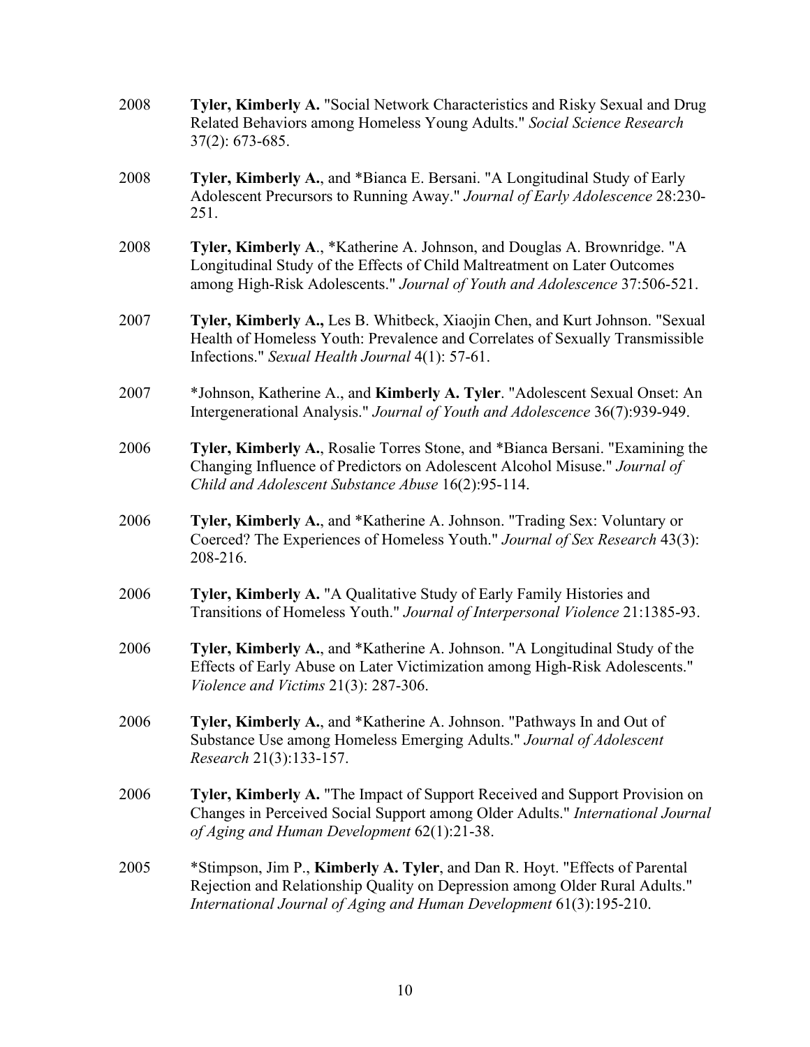2008 **Tyler, Kimberly A.** "Social Network Characteristics and Risky Sexual and Drug Related Behaviors among Homeless Young Adults." *Social Science Research* 37(2): 673-685.

2008 **Tyler, Kimberly A.**, and *Bianca E. Bersani. "A Longitudinal Study of Early Adolescent Precursors to Running Away." *Journal of Early Adolescence* 28:230-251.

2008 **Tyler, Kimberly A**., *Katherine A. Johnson, and Douglas A. Brownridge. "A Longitudinal Study of the Effects of Child Maltreatment on Later Outcomes among High-Risk Adolescents." *Journal of Youth and Adolescence* 37:506-521.

2007 **Tyler, Kimberly A.,** Les B. Whitbeck, Xiaojin Chen, and Kurt Johnson. "Sexual Health of Homeless Youth: Prevalence and Correlates of Sexually Transmissible Infections." *Sexual Health Journal* 4(1): 57-61.

2007 *Johnson, Katherine A., and **Kimberly A. Tyler**. "Adolescent Sexual Onset: An Intergenerational Analysis." *Journal of Youth and Adolescence* 36(7):939-949.

2006 **Tyler, Kimberly A.**, Rosalie Torres Stone, and *Bianca Bersani. "Examining the Changing Influence of Predictors on Adolescent Alcohol Misuse." *Journal of Child and Adolescent Substance Abuse* 16(2):95-114.

2006 **Tyler, Kimberly A.**, and *Katherine A. Johnson. "Trading Sex: Voluntary or Coerced? The Experiences of Homeless Youth." *Journal of Sex Research* 43(3): 208-216.

2006 **Tyler, Kimberly A.** "A Qualitative Study of Early Family Histories and Transitions of Homeless Youth." *Journal of Interpersonal Violence* 21:1385-93.

2006 **Tyler, Kimberly A.**, and *Katherine A. Johnson. "A Longitudinal Study of the Effects of Early Abuse on Later Victimization among High-Risk Adolescents." *Violence and Victims* 21(3): 287-306.

2006 **Tyler, Kimberly A.**, and *Katherine A. Johnson. "Pathways In and Out of Substance Use among Homeless Emerging Adults." *Journal of Adolescent Research* 21(3):133-157.

2006 **Tyler, Kimberly A.** "The Impact of Support Received and Support Provision on Changes in Perceived Social Support among Older Adults." *International Journal of Aging and Human Development* 62(1):21-38.

2005 *Stimpson, Jim P., **Kimberly A. Tyler**, and Dan R. Hoyt. "Effects of Parental Rejection and Relationship Quality on Depression among Older Rural Adults." *International Journal of Aging and Human Development* 61(3):195-210.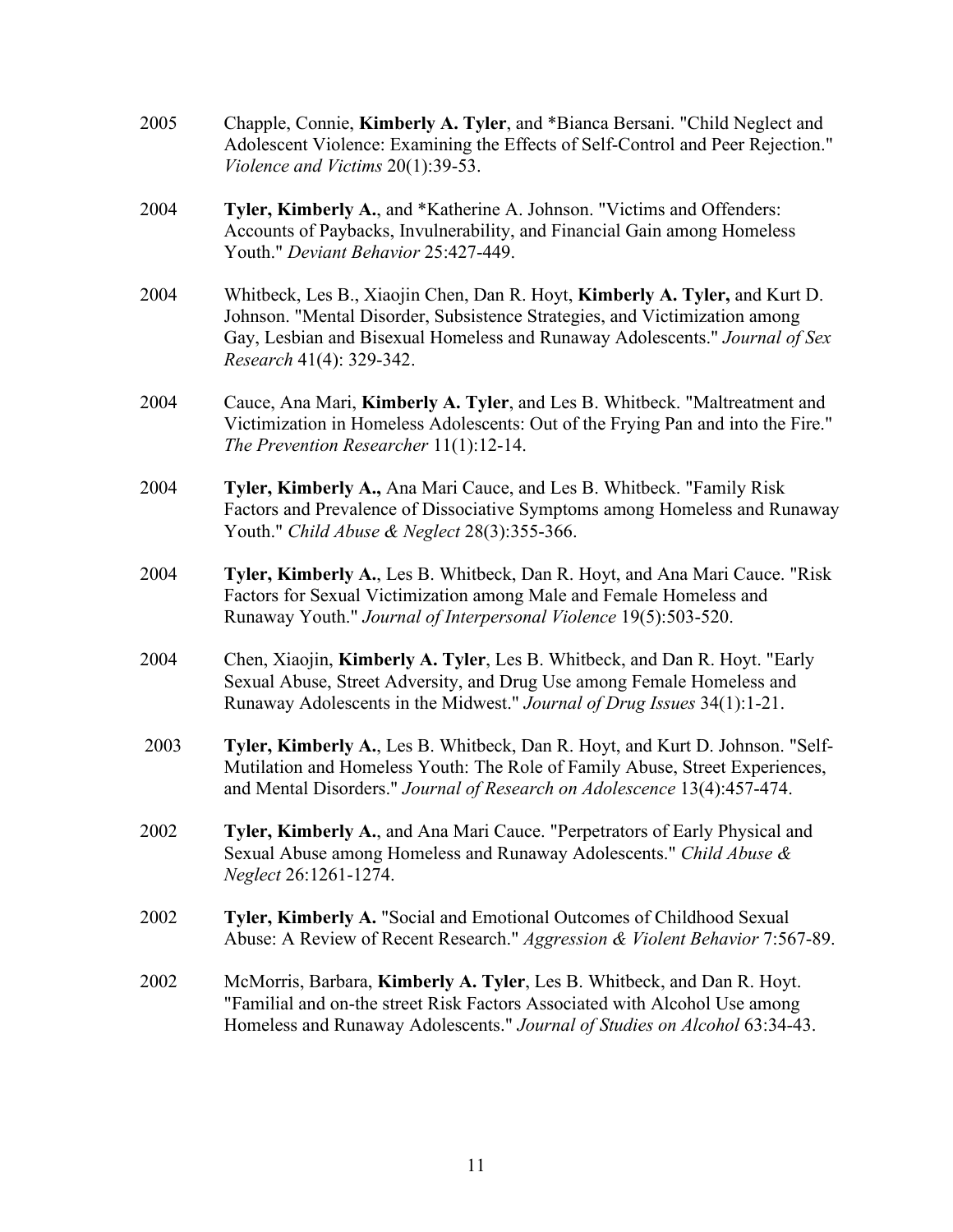2005 Chapple, Connie, **Kimberly A. Tyler**, and *Bianca Bersani. "Child Neglect and Adolescent Violence: Examining the Effects of Self-Control and Peer Rejection." *Violence and Victims* 20(1):39-53.

2004 **Tyler, Kimberly A.**, and *Katherine A. Johnson. "Victims and Offenders: Accounts of Paybacks, Invulnerability, and Financial Gain among Homeless Youth." *Deviant Behavior* 25:427-449.

2004 Whitbeck, Les B., Xiaojin Chen, Dan R. Hoyt, **Kimberly A. Tyler,** and Kurt D. Johnson. "Mental Disorder, Subsistence Strategies, and Victimization among Gay, Lesbian and Bisexual Homeless and Runaway Adolescents." *Journal of Sex Research* 41(4): 329-342.

2004 Cauce, Ana Mari, **Kimberly A. Tyler**, and Les B. Whitbeck. "Maltreatment and Victimization in Homeless Adolescents: Out of the Frying Pan and into the Fire." *The Prevention Researcher* 11(1):12-14.

2004 **Tyler, Kimberly A.,** Ana Mari Cauce, and Les B. Whitbeck. "Family Risk Factors and Prevalence of Dissociative Symptoms among Homeless and Runaway Youth." *Child Abuse & Neglect* 28(3):355-366.

2004 **Tyler, Kimberly A.**, Les B. Whitbeck, Dan R. Hoyt, and Ana Mari Cauce. "Risk Factors for Sexual Victimization among Male and Female Homeless and Runaway Youth." *Journal of Interpersonal Violence* 19(5):503-520.

2004 Chen, Xiaojin, **Kimberly A. Tyler**, Les B. Whitbeck, and Dan R. Hoyt. "Early Sexual Abuse, Street Adversity, and Drug Use among Female Homeless and Runaway Adolescents in the Midwest." *Journal of Drug Issues* 34(1):1-21.

2003 **Tyler, Kimberly A.**, Les B. Whitbeck, Dan R. Hoyt, and Kurt D. Johnson. "Self-Mutilation and Homeless Youth: The Role of Family Abuse, Street Experiences, and Mental Disorders." *Journal of Research on Adolescence* 13(4):457-474.

2002 **Tyler, Kimberly A.**, and Ana Mari Cauce. "Perpetrators of Early Physical and Sexual Abuse among Homeless and Runaway Adolescents." *Child Abuse & Neglect* 26:1261-1274.

2002 **Tyler, Kimberly A.** "Social and Emotional Outcomes of Childhood Sexual Abuse: A Review of Recent Research." *Aggression & Violent Behavior* 7:567-89.

2002 McMorris, Barbara, **Kimberly A. Tyler**, Les B. Whitbeck, and Dan R. Hoyt. "Familial and on-the street Risk Factors Associated with Alcohol Use among Homeless and Runaway Adolescents." *Journal of Studies on Alcohol* 63:34-43.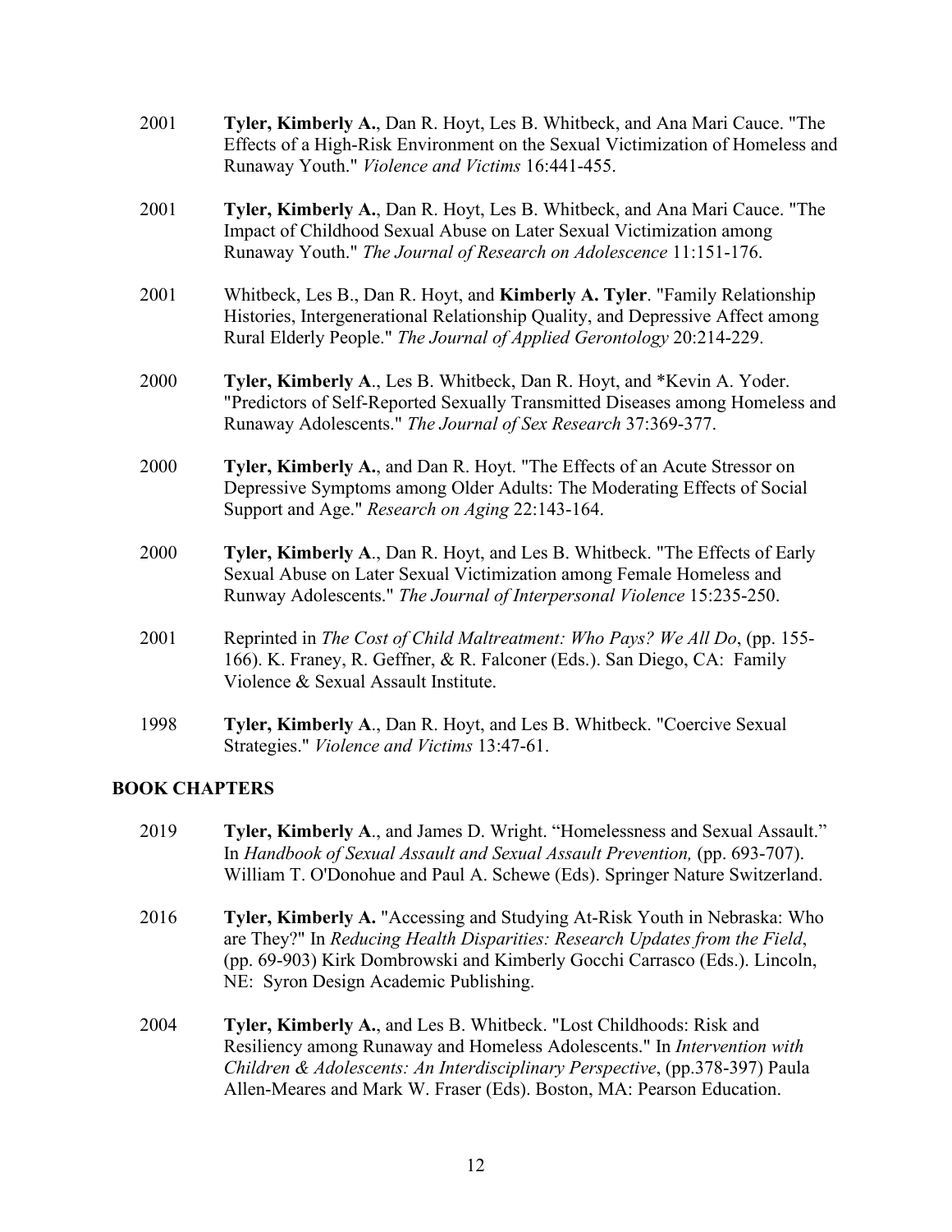2001 **Tyler, Kimberly A.**, Dan R. Hoyt, Les B. Whitbeck, and Ana Mari Cauce. "The Effects of a High-Risk Environment on the Sexual Victimization of Homeless and Runaway Youth." *Violence and Victims* 16:441-455.

2001 **Tyler, Kimberly A.**, Dan R. Hoyt, Les B. Whitbeck, and Ana Mari Cauce. "The Impact of Childhood Sexual Abuse on Later Sexual Victimization among Runaway Youth." *The Journal of Research on Adolescence* 11:151-176.

2001 Whitbeck, Les B., Dan R. Hoyt, and **Kimberly A. Tyler**. "Family Relationship Histories, Intergenerational Relationship Quality, and Depressive Affect among Rural Elderly People." *The Journal of Applied Gerontology* 20:214-229.

2000 **Tyler, Kimberly A**., Les B. Whitbeck, Dan R. Hoyt, and *Kevin A. Yoder. "Predictors of Self-Reported Sexually Transmitted Diseases among Homeless and Runaway Adolescents." *The Journal of Sex Research* 37:369-377.

2000 **Tyler, Kimberly A.**, and Dan R. Hoyt. "The Effects of an Acute Stressor on Depressive Symptoms among Older Adults: The Moderating Effects of Social Support and Age." *Research on Aging* 22:143-164.

2000 **Tyler, Kimberly A**., Dan R. Hoyt, and Les B. Whitbeck. "The Effects of Early Sexual Abuse on Later Sexual Victimization among Female Homeless and Runway Adolescents." *The Journal of Interpersonal Violence* 15:235-250.

2001 Reprinted in *The Cost of Child Maltreatment: Who Pays? We All Do*, (pp. 155-166). K. Franey, R. Geffner, & R. Falconer (Eds.). San Diego, CA: Family Violence & Sexual Assault Institute.

1998 **Tyler, Kimberly A**., Dan R. Hoyt, and Les B. Whitbeck. "Coercive Sexual Strategies." *Violence and Victims* 13:47-61.

## BOOK CHAPTERS

2019 **Tyler, Kimberly A**., and James D. Wright. "Homelessness and Sexual Assault." In *Handbook of Sexual Assault and Sexual Assault Prevention,* (pp. 693-707). William T. O'Donohue and Paul A. Schewe (Eds). Springer Nature Switzerland.

2016 **Tyler, Kimberly A.** "Accessing and Studying At-Risk Youth in Nebraska: Who are They?" In *Reducing Health Disparities: Research Updates from the Field*, (pp. 69-903) Kirk Dombrowski and Kimberly Gocchi Carrasco (Eds.). Lincoln, NE: Syron Design Academic Publishing.

2004 **Tyler, Kimberly A.**, and Les B. Whitbeck. "Lost Childhoods: Risk and Resiliency among Runaway and Homeless Adolescents." In *Intervention with Children & Adolescents: An Interdisciplinary Perspective*, (pp.378-397) Paula Allen-Meares and Mark W. Fraser (Eds). Boston, MA: Pearson Education.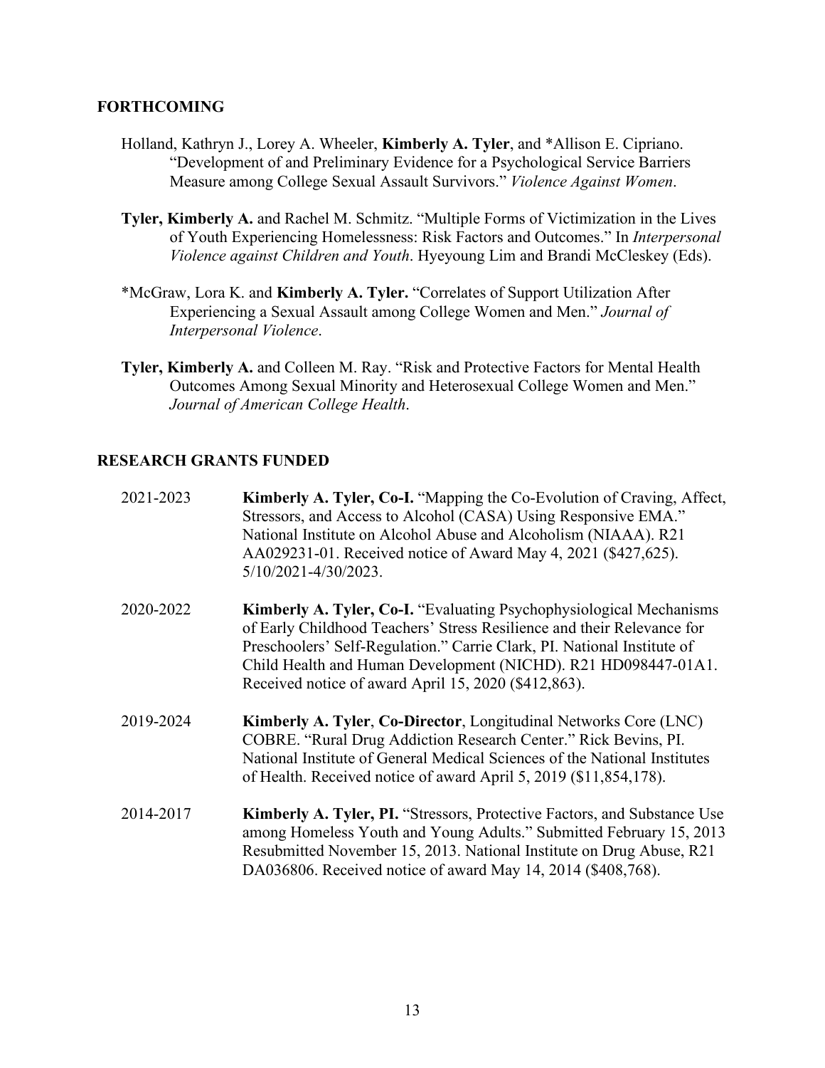## FORTHCOMING

Holland, Kathryn J., Lorey A. Wheeler, **Kimberly A. Tyler**, and *Allison E. Cipriano. "Development of and Preliminary Evidence for a Psychological Service Barriers Measure among College Sexual Assault Survivors." *Violence Against Women*.

**Tyler, Kimberly A.** and Rachel M. Schmitz. "Multiple Forms of Victimization in the Lives of Youth Experiencing Homelessness: Risk Factors and Outcomes." In *Interpersonal Violence against Children and Youth*. Hyeyoung Lim and Brandi McCleskey (Eds).

*McGraw, Lora K. and **Kimberly A. Tyler.** "Correlates of Support Utilization After Experiencing a Sexual Assault among College Women and Men." *Journal of Interpersonal Violence*.

**Tyler, Kimberly A.** and Colleen M. Ray. "Risk and Protective Factors for Mental Health Outcomes Among Sexual Minority and Heterosexual College Women and Men." *Journal of American College Health*.

## RESEARCH GRANTS FUNDED

2021-2023 **Kimberly A. Tyler, Co-I.** "Mapping the Co-Evolution of Craving, Affect, Stressors, and Access to Alcohol (CASA) Using Responsive EMA." National Institute on Alcohol Abuse and Alcoholism (NIAAA). R21 AA029231-01. Received notice of Award May 4, 2021 ($427,625). 5/10/2021-4/30/2023.

2020-2022 **Kimberly A. Tyler, Co-I.** "Evaluating Psychophysiological Mechanisms of Early Childhood Teachers' Stress Resilience and their Relevance for Preschoolers' Self-Regulation." Carrie Clark, PI. National Institute of Child Health and Human Development (NICHD). R21 HD098447-01A1. Received notice of award April 15, 2020 ($412,863).

2019-2024 **Kimberly A. Tyler**, **Co-Director**, Longitudinal Networks Core (LNC) COBRE. "Rural Drug Addiction Research Center." Rick Bevins, PI. National Institute of General Medical Sciences of the National Institutes of Health. Received notice of award April 5, 2019 ($11,854,178).

2014-2017 **Kimberly A. Tyler, PI.** "Stressors, Protective Factors, and Substance Use among Homeless Youth and Young Adults." Submitted February 15, 2013 Resubmitted November 15, 2013. National Institute on Drug Abuse, R21 DA036806. Received notice of award May 14, 2014 ($408,768).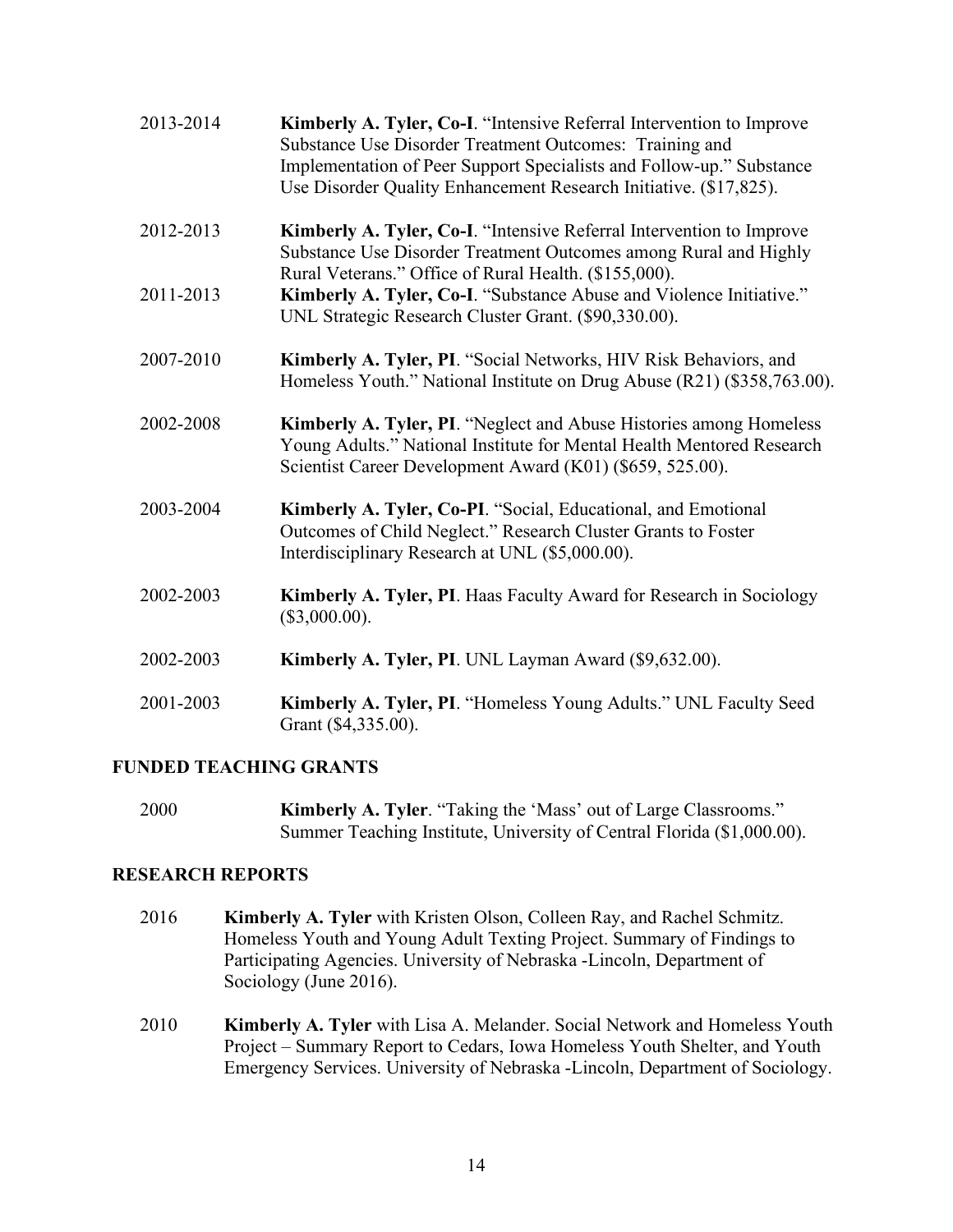2013-2014 **Kimberly A. Tyler, Co-I**. "Intensive Referral Intervention to Improve Substance Use Disorder Treatment Outcomes: Training and Implementation of Peer Support Specialists and Follow-up." Substance Use Disorder Quality Enhancement Research Initiative. ($17,825).

2012-2013 **Kimberly A. Tyler, Co-I**. "Intensive Referral Intervention to Improve Substance Use Disorder Treatment Outcomes among Rural and Highly Rural Veterans." Office of Rural Health. ($155,000).

2011-2013 **Kimberly A. Tyler, Co-I**. "Substance Abuse and Violence Initiative." UNL Strategic Research Cluster Grant. ($90,330.00).

2007-2010 **Kimberly A. Tyler, PI**. "Social Networks, HIV Risk Behaviors, and Homeless Youth." National Institute on Drug Abuse (R21) ($358,763.00).

2002-2008 **Kimberly A. Tyler, PI**. "Neglect and Abuse Histories among Homeless Young Adults." National Institute for Mental Health Mentored Research Scientist Career Development Award (K01) ($659, 525.00).

2003-2004 **Kimberly A. Tyler, Co-PI**. "Social, Educational, and Emotional Outcomes of Child Neglect." Research Cluster Grants to Foster Interdisciplinary Research at UNL ($5,000.00).

2002-2003 **Kimberly A. Tyler, PI**. Haas Faculty Award for Research in Sociology ($3,000.00).

2002-2003 **Kimberly A. Tyler, PI**. UNL Layman Award ($9,632.00).

2001-2003 **Kimberly A. Tyler, PI**. "Homeless Young Adults." UNL Faculty Seed Grant ($4,335.00).

## FUNDED TEACHING GRANTS

2000 **Kimberly A. Tyler**. "Taking the 'Mass' out of Large Classrooms." Summer Teaching Institute, University of Central Florida ($1,000.00).

## RESEARCH REPORTS

2016 **Kimberly A. Tyler** with Kristen Olson, Colleen Ray, and Rachel Schmitz. Homeless Youth and Young Adult Texting Project. Summary of Findings to Participating Agencies. University of Nebraska -Lincoln, Department of Sociology (June 2016).

2010 **Kimberly A. Tyler** with Lisa A. Melander. Social Network and Homeless Youth Project – Summary Report to Cedars, Iowa Homeless Youth Shelter, and Youth Emergency Services. University of Nebraska -Lincoln, Department of Sociology.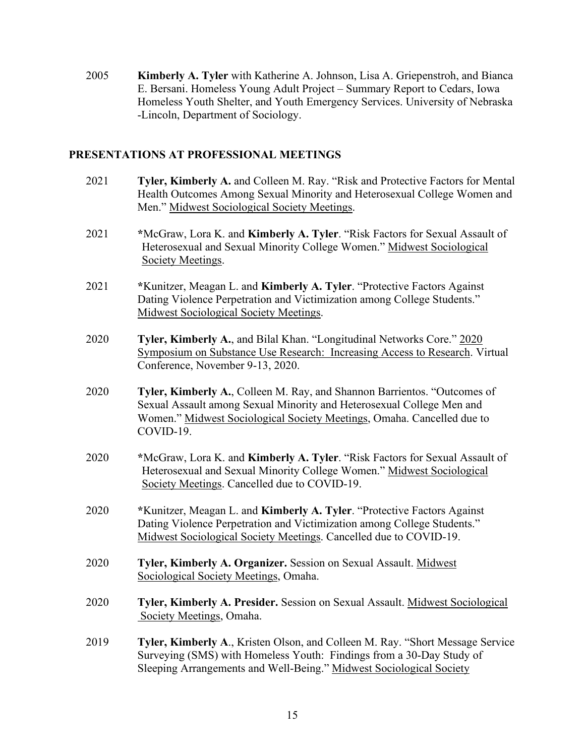2005 **Kimberly A. Tyler** with Katherine A. Johnson, Lisa A. Griepenstroh, and Bianca E. Bersani. Homeless Young Adult Project – Summary Report to Cedars, Iowa Homeless Youth Shelter, and Youth Emergency Services. University of Nebraska -Lincoln, Department of Sociology.

## PRESENTATIONS AT PROFESSIONAL MEETINGS

2021 **Tyler, Kimberly A.** and Colleen M. Ray. "Risk and Protective Factors for Mental Health Outcomes Among Sexual Minority and Heterosexual College Women and Men." Midwest Sociological Society Meetings.

2021 *McGraw, Lora K. and **Kimberly A. Tyler**. "Risk Factors for Sexual Assault of Heterosexual and Sexual Minority College Women." Midwest Sociological Society Meetings.

2021 *Kunitzer, Meagan L. and **Kimberly A. Tyler**. "Protective Factors Against Dating Violence Perpetration and Victimization among College Students." Midwest Sociological Society Meetings.

2020 **Tyler, Kimberly A.**, and Bilal Khan. "Longitudinal Networks Core." 2020 Symposium on Substance Use Research: Increasing Access to Research. Virtual Conference, November 9-13, 2020.

2020 **Tyler, Kimberly A.**, Colleen M. Ray, and Shannon Barrientos. "Outcomes of Sexual Assault among Sexual Minority and Heterosexual College Men and Women." Midwest Sociological Society Meetings, Omaha. Cancelled due to COVID-19.

2020 *McGraw, Lora K. and **Kimberly A. Tyler**. "Risk Factors for Sexual Assault of Heterosexual and Sexual Minority College Women." Midwest Sociological Society Meetings. Cancelled due to COVID-19.

2020 *Kunitzer, Meagan L. and **Kimberly A. Tyler**. "Protective Factors Against Dating Violence Perpetration and Victimization among College Students." Midwest Sociological Society Meetings. Cancelled due to COVID-19.

2020 **Tyler, Kimberly A. Organizer.** Session on Sexual Assault. Midwest Sociological Society Meetings, Omaha.

2020 **Tyler, Kimberly A. Presider.** Session on Sexual Assault. Midwest Sociological Society Meetings, Omaha.

2019 **Tyler, Kimberly A**., Kristen Olson, and Colleen M. Ray. "Short Message Service Surveying (SMS) with Homeless Youth: Findings from a 30-Day Study of Sleeping Arrangements and Well-Being." Midwest Sociological Society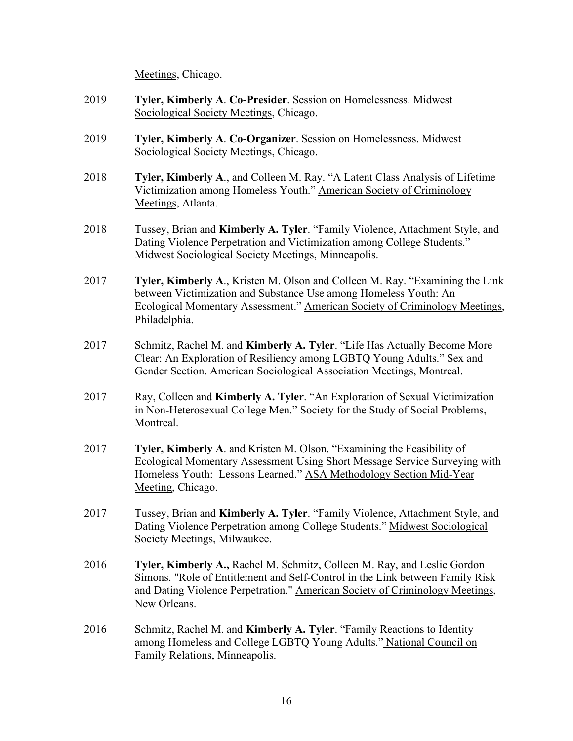Meetings, Chicago.

2019 **Tyler, Kimberly A**. **Co-Presider**. Session on Homelessness. Midwest Sociological Society Meetings, Chicago.

2019 **Tyler, Kimberly A**. **Co-Organizer**. Session on Homelessness. Midwest Sociological Society Meetings, Chicago.

2018 **Tyler, Kimberly A**., and Colleen M. Ray. "A Latent Class Analysis of Lifetime Victimization among Homeless Youth." American Society of Criminology Meetings, Atlanta.

2018 Tussey, Brian and **Kimberly A. Tyler**. "Family Violence, Attachment Style, and Dating Violence Perpetration and Victimization among College Students." Midwest Sociological Society Meetings, Minneapolis.

2017 **Tyler, Kimberly A**., Kristen M. Olson and Colleen M. Ray. "Examining the Link between Victimization and Substance Use among Homeless Youth: An Ecological Momentary Assessment." American Society of Criminology Meetings, Philadelphia.

2017 Schmitz, Rachel M. and **Kimberly A. Tyler**. "Life Has Actually Become More Clear: An Exploration of Resiliency among LGBTQ Young Adults." Sex and Gender Section. American Sociological Association Meetings, Montreal.

2017 Ray, Colleen and **Kimberly A. Tyler**. "An Exploration of Sexual Victimization in Non-Heterosexual College Men." Society for the Study of Social Problems, Montreal.

2017 **Tyler, Kimberly A**. and Kristen M. Olson. "Examining the Feasibility of Ecological Momentary Assessment Using Short Message Service Surveying with Homeless Youth: Lessons Learned." ASA Methodology Section Mid-Year Meeting, Chicago.

2017 Tussey, Brian and **Kimberly A. Tyler**. "Family Violence, Attachment Style, and Dating Violence Perpetration among College Students." Midwest Sociological Society Meetings, Milwaukee.

2016 **Tyler, Kimberly A.,** Rachel M. Schmitz, Colleen M. Ray, and Leslie Gordon Simons. "Role of Entitlement and Self-Control in the Link between Family Risk and Dating Violence Perpetration." American Society of Criminology Meetings, New Orleans.

2016 Schmitz, Rachel M. and **Kimberly A. Tyler**. "Family Reactions to Identity among Homeless and College LGBTQ Young Adults." National Council on Family Relations, Minneapolis.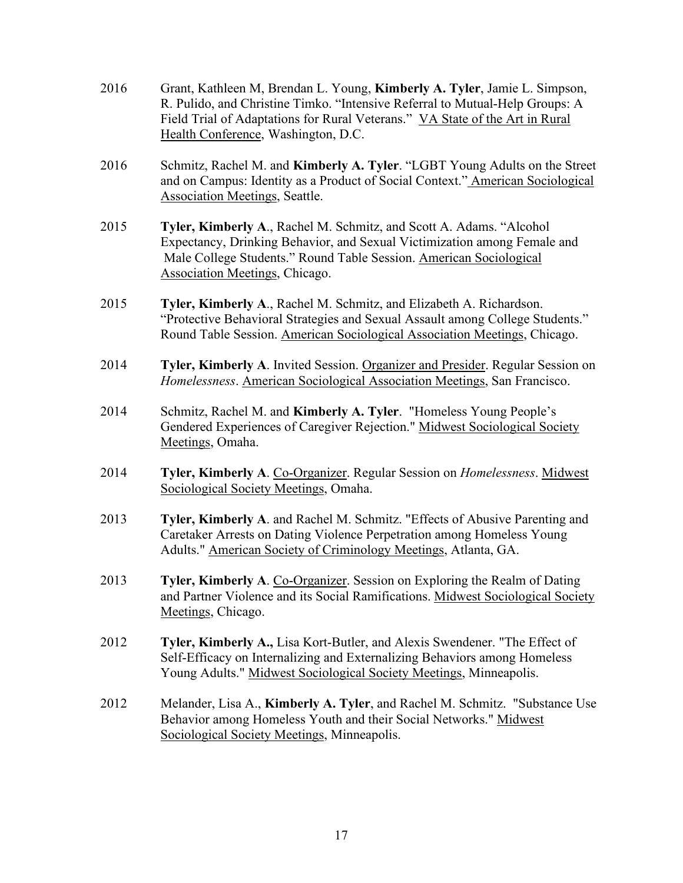2016 Grant, Kathleen M, Brendan L. Young, **Kimberly A. Tyler**, Jamie L. Simpson, R. Pulido, and Christine Timko. "Intensive Referral to Mutual-Help Groups: A Field Trial of Adaptations for Rural Veterans." <u>VA State of the Art in Rural Health Conference</u>, Washington, D.C.

2016 Schmitz, Rachel M. and **Kimberly A. Tyler**. "LGBT Young Adults on the Street and on Campus: Identity as a Product of Social Context." <u>American Sociological Association Meetings</u>, Seattle.

2015 **Tyler, Kimberly A**., Rachel M. Schmitz, and Scott A. Adams. "Alcohol Expectancy, Drinking Behavior, and Sexual Victimization among Female and Male College Students." Round Table Session. <u>American Sociological Association Meetings</u>, Chicago.

2015 **Tyler, Kimberly A**., Rachel M. Schmitz, and Elizabeth A. Richardson. "Protective Behavioral Strategies and Sexual Assault among College Students." Round Table Session. <u>American Sociological Association Meetings</u>, Chicago.

2014 **Tyler, Kimberly A**. Invited Session. <u>Organizer and Presider</u>. Regular Session on *Homelessness*. <u>American Sociological Association Meetings</u>, San Francisco.

2014 Schmitz, Rachel M. and **Kimberly A. Tyler**. "Homeless Young People's Gendered Experiences of Caregiver Rejection." <u>Midwest Sociological Society Meetings</u>, Omaha.

2014 **Tyler, Kimberly A**. <u>Co-Organizer</u>. Regular Session on *Homelessness*. <u>Midwest Sociological Society Meetings</u>, Omaha.

2013 **Tyler, Kimberly A**. and Rachel M. Schmitz. "Effects of Abusive Parenting and Caretaker Arrests on Dating Violence Perpetration among Homeless Young Adults." <u>American Society of Criminology Meetings</u>, Atlanta, GA.

2013 **Tyler, Kimberly A**. <u>Co-Organizer</u>. Session on Exploring the Realm of Dating and Partner Violence and its Social Ramifications. <u>Midwest Sociological Society Meetings</u>, Chicago.

2012 **Tyler, Kimberly A.,** Lisa Kort-Butler, and Alexis Swendener. "The Effect of Self-Efficacy on Internalizing and Externalizing Behaviors among Homeless Young Adults." <u>Midwest Sociological Society Meetings</u>, Minneapolis.

2012 Melander, Lisa A., **Kimberly A. Tyler**, and Rachel M. Schmitz. "Substance Use Behavior among Homeless Youth and their Social Networks." <u>Midwest Sociological Society Meetings</u>, Minneapolis.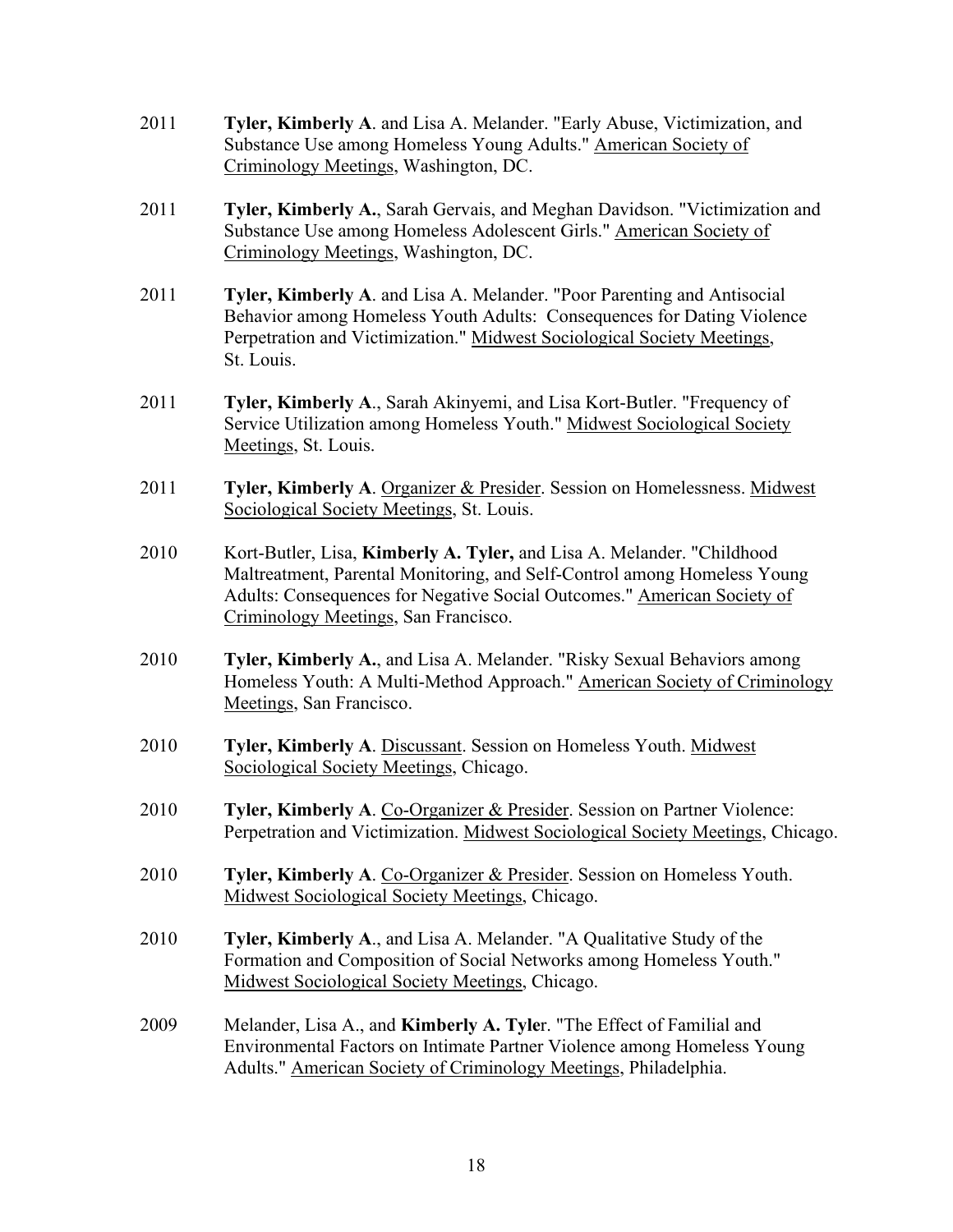2011 **Tyler, Kimberly A**. and Lisa A. Melander. "Early Abuse, Victimization, and Substance Use among Homeless Young Adults." American Society of Criminology Meetings, Washington, DC.

2011 **Tyler, Kimberly A.**, Sarah Gervais, and Meghan Davidson. "Victimization and Substance Use among Homeless Adolescent Girls." American Society of Criminology Meetings, Washington, DC.

2011 **Tyler, Kimberly A**. and Lisa A. Melander. "Poor Parenting and Antisocial Behavior among Homeless Youth Adults: Consequences for Dating Violence Perpetration and Victimization." Midwest Sociological Society Meetings, St. Louis.

2011 **Tyler, Kimberly A**., Sarah Akinyemi, and Lisa Kort-Butler. "Frequency of Service Utilization among Homeless Youth." Midwest Sociological Society Meetings, St. Louis.

2011 **Tyler, Kimberly A**. Organizer & Presider. Session on Homelessness. Midwest Sociological Society Meetings, St. Louis.

2010 Kort-Butler, Lisa, **Kimberly A. Tyler,** and Lisa A. Melander. "Childhood Maltreatment, Parental Monitoring, and Self-Control among Homeless Young Adults: Consequences for Negative Social Outcomes." American Society of Criminology Meetings, San Francisco.

2010 **Tyler, Kimberly A.**, and Lisa A. Melander. "Risky Sexual Behaviors among Homeless Youth: A Multi-Method Approach." American Society of Criminology Meetings, San Francisco.

2010 **Tyler, Kimberly A**. Discussant. Session on Homeless Youth. Midwest Sociological Society Meetings, Chicago.

2010 **Tyler, Kimberly A**. Co-Organizer & Presider. Session on Partner Violence: Perpetration and Victimization. Midwest Sociological Society Meetings, Chicago.

2010 **Tyler, Kimberly A**. Co-Organizer & Presider. Session on Homeless Youth. Midwest Sociological Society Meetings, Chicago.

2010 **Tyler, Kimberly A**., and Lisa A. Melander. "A Qualitative Study of the Formation and Composition of Social Networks among Homeless Youth." Midwest Sociological Society Meetings, Chicago.

2009 Melander, Lisa A., and **Kimberly A. Tyle**r. "The Effect of Familial and Environmental Factors on Intimate Partner Violence among Homeless Young Adults." American Society of Criminology Meetings, Philadelphia.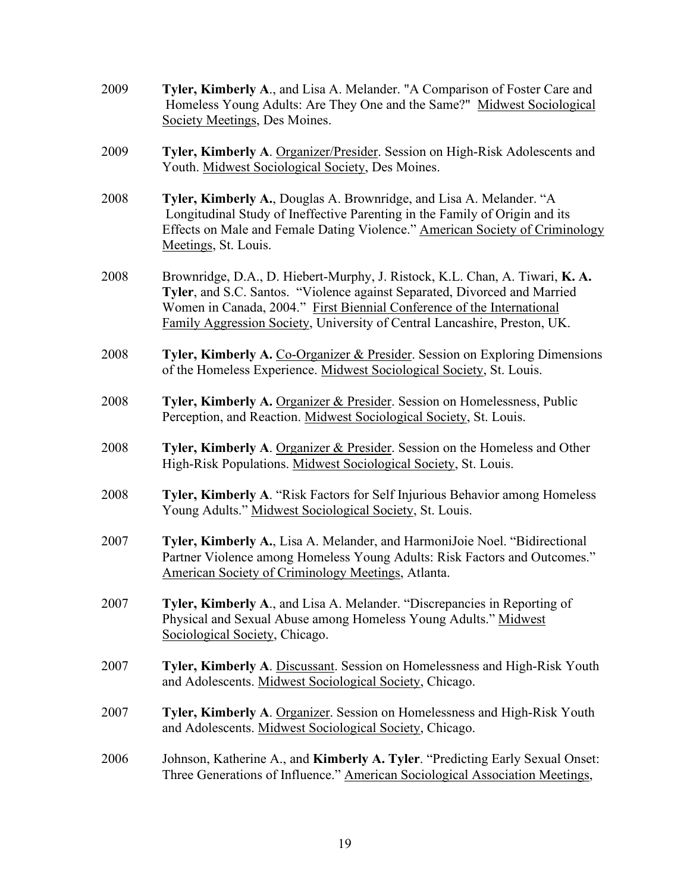2009 **Tyler, Kimberly A**., and Lisa A. Melander. "A Comparison of Foster Care and Homeless Young Adults: Are They One and the Same?" Midwest Sociological Society Meetings, Des Moines.

2009 **Tyler, Kimberly A**. Organizer/Presider. Session on High-Risk Adolescents and Youth. Midwest Sociological Society, Des Moines.

2008 **Tyler, Kimberly A.**, Douglas A. Brownridge, and Lisa A. Melander. "A Longitudinal Study of Ineffective Parenting in the Family of Origin and its Effects on Male and Female Dating Violence." American Society of Criminology Meetings, St. Louis.

2008 Brownridge, D.A., D. Hiebert-Murphy, J. Ristock, K.L. Chan, A. Tiwari, **K. A. Tyler**, and S.C. Santos. "Violence against Separated, Divorced and Married Women in Canada, 2004." First Biennial Conference of the International Family Aggression Society, University of Central Lancashire, Preston, UK.

2008 **Tyler, Kimberly A.** Co-Organizer & Presider. Session on Exploring Dimensions of the Homeless Experience. Midwest Sociological Society, St. Louis.

2008 **Tyler, Kimberly A.** Organizer & Presider. Session on Homelessness, Public Perception, and Reaction. Midwest Sociological Society, St. Louis.

2008 **Tyler, Kimberly A**. Organizer & Presider. Session on the Homeless and Other High-Risk Populations. Midwest Sociological Society, St. Louis.

2008 **Tyler, Kimberly A**. "Risk Factors for Self Injurious Behavior among Homeless Young Adults." Midwest Sociological Society, St. Louis.

2007 **Tyler, Kimberly A.**, Lisa A. Melander, and HarmoniJoie Noel. "Bidirectional Partner Violence among Homeless Young Adults: Risk Factors and Outcomes." American Society of Criminology Meetings, Atlanta.

2007 **Tyler, Kimberly A**., and Lisa A. Melander. "Discrepancies in Reporting of Physical and Sexual Abuse among Homeless Young Adults." Midwest Sociological Society, Chicago.

2007 **Tyler, Kimberly A**. Discussant. Session on Homelessness and High-Risk Youth and Adolescents. Midwest Sociological Society, Chicago.

2007 **Tyler, Kimberly A**. Organizer. Session on Homelessness and High-Risk Youth and Adolescents. Midwest Sociological Society, Chicago.

2006 Johnson, Katherine A., and **Kimberly A. Tyler**. "Predicting Early Sexual Onset: Three Generations of Influence." American Sociological Association Meetings,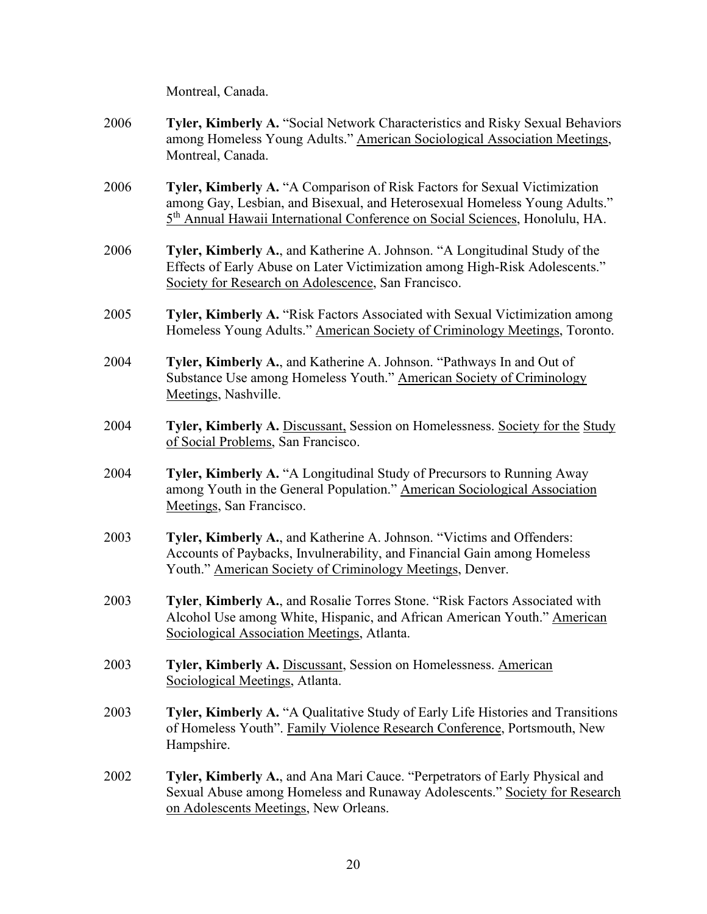Montreal, Canada.

2006 **Tyler, Kimberly A.** "Social Network Characteristics and Risky Sexual Behaviors among Homeless Young Adults." American Sociological Association Meetings, Montreal, Canada.

2006 **Tyler, Kimberly A.** "A Comparison of Risk Factors for Sexual Victimization among Gay, Lesbian, and Bisexual, and Heterosexual Homeless Young Adults." 5th Annual Hawaii International Conference on Social Sciences, Honolulu, HA.

2006 **Tyler, Kimberly A.**, and Katherine A. Johnson. "A Longitudinal Study of the Effects of Early Abuse on Later Victimization among High-Risk Adolescents." Society for Research on Adolescence, San Francisco.

2005 **Tyler, Kimberly A.** "Risk Factors Associated with Sexual Victimization among Homeless Young Adults." American Society of Criminology Meetings, Toronto.

2004 **Tyler, Kimberly A.**, and Katherine A. Johnson. "Pathways In and Out of Substance Use among Homeless Youth." American Society of Criminology Meetings, Nashville.

2004 **Tyler, Kimberly A.** Discussant, Session on Homelessness. Society for the Study of Social Problems, San Francisco.

2004 **Tyler, Kimberly A.** "A Longitudinal Study of Precursors to Running Away among Youth in the General Population." American Sociological Association Meetings, San Francisco.

2003 **Tyler, Kimberly A.**, and Katherine A. Johnson. "Victims and Offenders: Accounts of Paybacks, Invulnerability, and Financial Gain among Homeless Youth." American Society of Criminology Meetings, Denver.

2003 **Tyler**, **Kimberly A.**, and Rosalie Torres Stone. "Risk Factors Associated with Alcohol Use among White, Hispanic, and African American Youth." American Sociological Association Meetings, Atlanta.

2003 **Tyler, Kimberly A.** Discussant, Session on Homelessness. American Sociological Meetings, Atlanta.

2003 **Tyler, Kimberly A.** "A Qualitative Study of Early Life Histories and Transitions of Homeless Youth". Family Violence Research Conference, Portsmouth, New Hampshire.

2002 **Tyler, Kimberly A.**, and Ana Mari Cauce. "Perpetrators of Early Physical and Sexual Abuse among Homeless and Runaway Adolescents." Society for Research on Adolescents Meetings, New Orleans.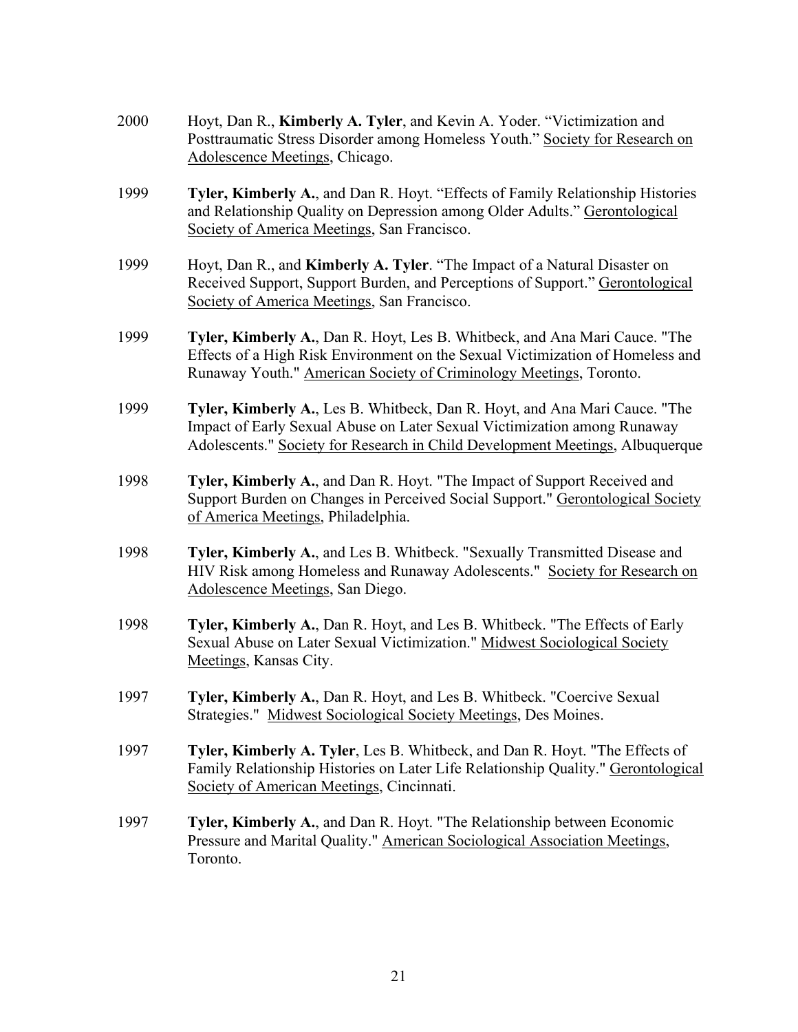2000 Hoyt, Dan R., **Kimberly A. Tyler**, and Kevin A. Yoder. "Victimization and Posttraumatic Stress Disorder among Homeless Youth." Society for Research on Adolescence Meetings, Chicago.

1999 **Tyler, Kimberly A.**, and Dan R. Hoyt. "Effects of Family Relationship Histories and Relationship Quality on Depression among Older Adults." Gerontological Society of America Meetings, San Francisco.

1999 Hoyt, Dan R., and **Kimberly A. Tyler**. "The Impact of a Natural Disaster on Received Support, Support Burden, and Perceptions of Support." Gerontological Society of America Meetings, San Francisco.

1999 **Tyler, Kimberly A.**, Dan R. Hoyt, Les B. Whitbeck, and Ana Mari Cauce. "The Effects of a High Risk Environment on the Sexual Victimization of Homeless and Runaway Youth." American Society of Criminology Meetings, Toronto.

1999 **Tyler, Kimberly A.**, Les B. Whitbeck, Dan R. Hoyt, and Ana Mari Cauce. "The Impact of Early Sexual Abuse on Later Sexual Victimization among Runaway Adolescents." Society for Research in Child Development Meetings, Albuquerque

1998 **Tyler, Kimberly A.**, and Dan R. Hoyt. "The Impact of Support Received and Support Burden on Changes in Perceived Social Support." Gerontological Society of America Meetings, Philadelphia.

1998 **Tyler, Kimberly A.**, and Les B. Whitbeck. "Sexually Transmitted Disease and HIV Risk among Homeless and Runaway Adolescents." Society for Research on Adolescence Meetings, San Diego.

1998 **Tyler, Kimberly A.**, Dan R. Hoyt, and Les B. Whitbeck. "The Effects of Early Sexual Abuse on Later Sexual Victimization." Midwest Sociological Society Meetings, Kansas City.

1997 **Tyler, Kimberly A.**, Dan R. Hoyt, and Les B. Whitbeck. "Coercive Sexual Strategies." Midwest Sociological Society Meetings, Des Moines.

1997 **Tyler, Kimberly A. Tyler**, Les B. Whitbeck, and Dan R. Hoyt. "The Effects of Family Relationship Histories on Later Life Relationship Quality." Gerontological Society of American Meetings, Cincinnati.

1997 **Tyler, Kimberly A.**, and Dan R. Hoyt. "The Relationship between Economic Pressure and Marital Quality." American Sociological Association Meetings, Toronto.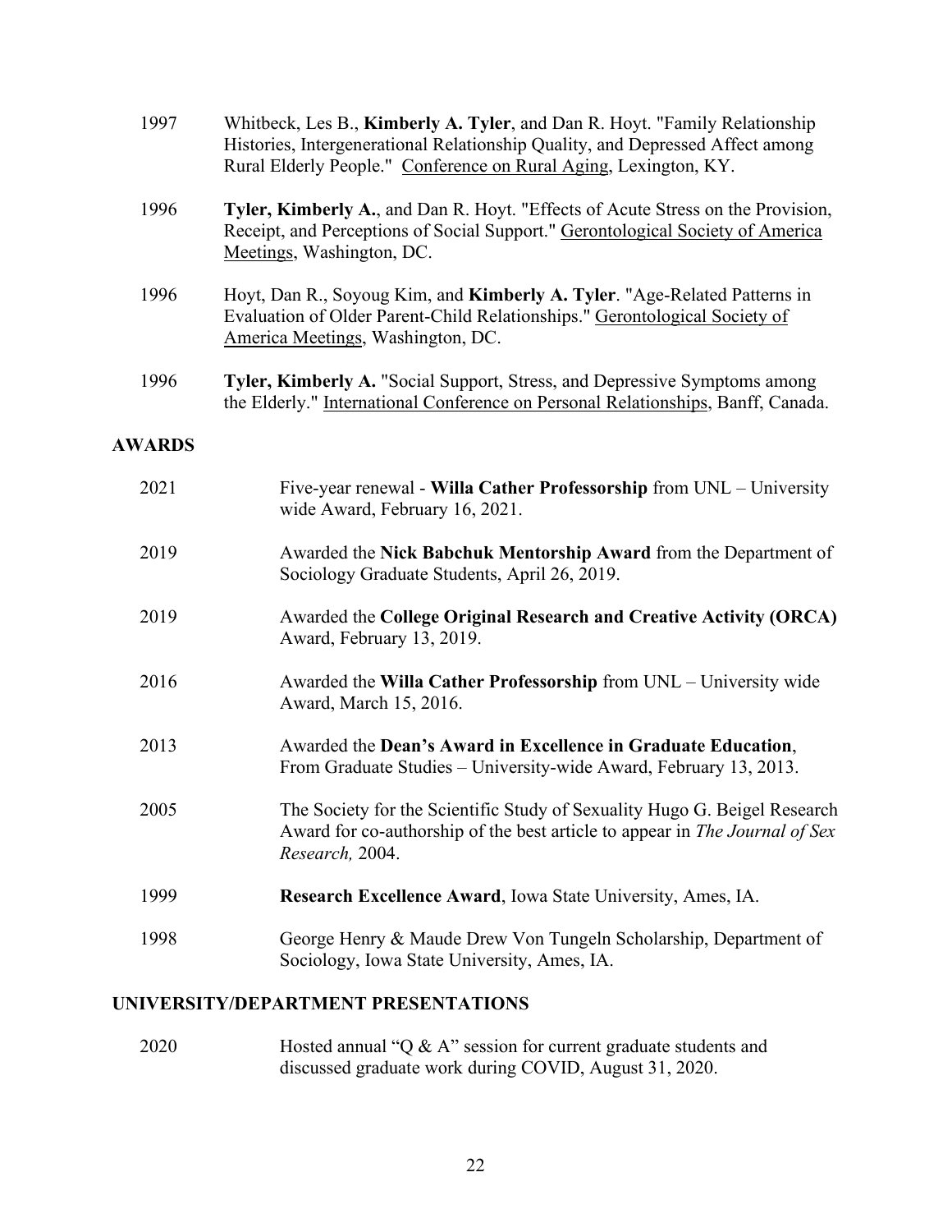1997 Whitbeck, Les B., **Kimberly A. Tyler**, and Dan R. Hoyt. "Family Relationship Histories, Intergenerational Relationship Quality, and Depressed Affect among Rural Elderly People." Conference on Rural Aging, Lexington, KY.

1996 **Tyler, Kimberly A.**, and Dan R. Hoyt. "Effects of Acute Stress on the Provision, Receipt, and Perceptions of Social Support." Gerontological Society of America Meetings, Washington, DC.

1996 Hoyt, Dan R., Soyoug Kim, and **Kimberly A. Tyler**. "Age-Related Patterns in Evaluation of Older Parent-Child Relationships." Gerontological Society of America Meetings, Washington, DC.

1996 **Tyler, Kimberly A.** "Social Support, Stress, and Depressive Symptoms among the Elderly." International Conference on Personal Relationships, Banff, Canada.

## AWARDS

2021 Five-year renewal - **Willa Cather Professorship** from UNL – University wide Award, February 16, 2021.

2019 Awarded the **Nick Babchuk Mentorship Award** from the Department of Sociology Graduate Students, April 26, 2019.

2019 Awarded the **College Original Research and Creative Activity (ORCA)** Award, February 13, 2019.

2016 Awarded the **Willa Cather Professorship** from UNL – University wide Award, March 15, 2016.

2013 Awarded the **Dean's Award in Excellence in Graduate Education**, From Graduate Studies – University-wide Award, February 13, 2013.

2005 The Society for the Scientific Study of Sexuality Hugo G. Beigel Research Award for co-authorship of the best article to appear in *The Journal of Sex Research,* 2004.

1999 **Research Excellence Award**, Iowa State University, Ames, IA.

1998 George Henry & Maude Drew Von Tungeln Scholarship, Department of Sociology, Iowa State University, Ames, IA.

## UNIVERSITY/DEPARTMENT PRESENTATIONS

2020 Hosted annual "Q & A" session for current graduate students and discussed graduate work during COVID, August 31, 2020.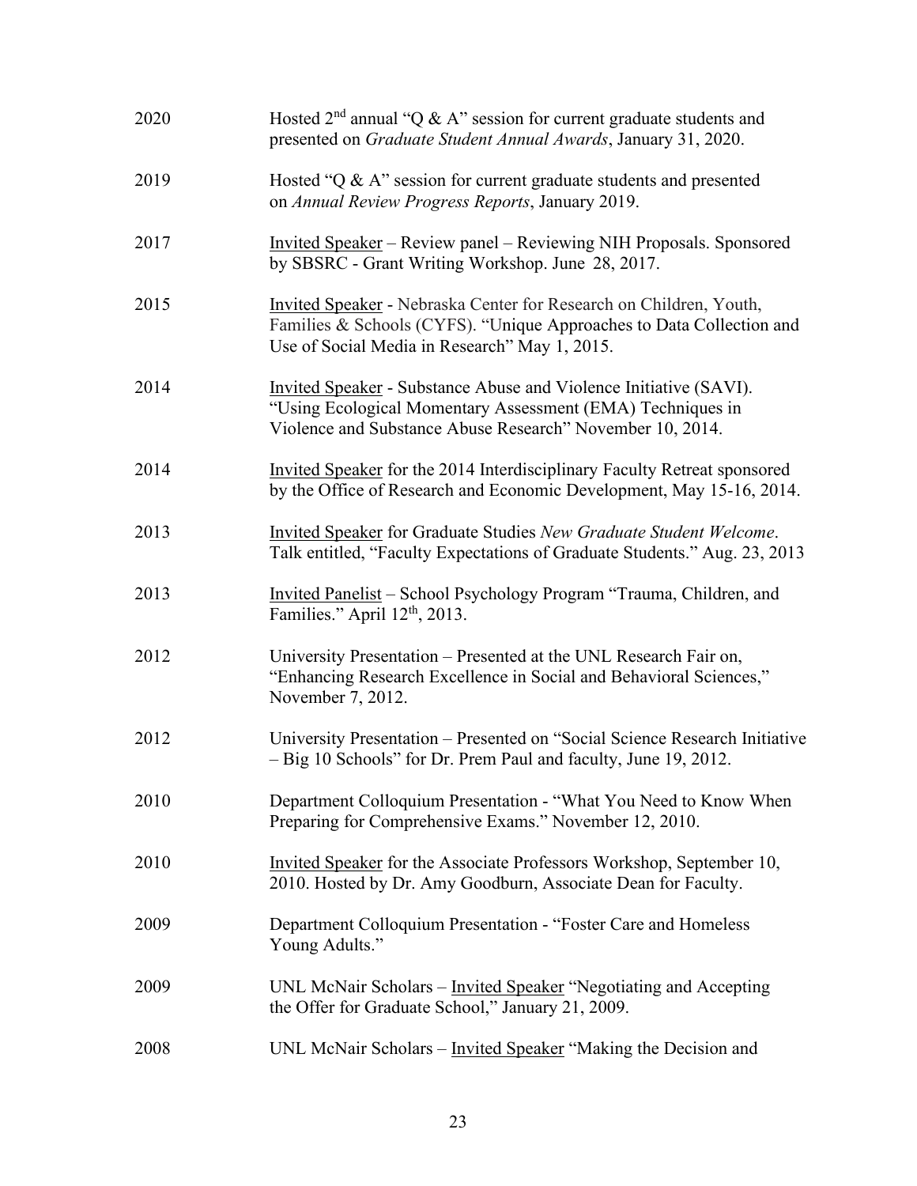2020 Hosted 2nd annual "Q & A" session for current graduate students and presented on *Graduate Student Annual Awards*, January 31, 2020.

2019 Hosted "Q & A" session for current graduate students and presented on *Annual Review Progress Reports*, January 2019.

2017 <u>Invited Speaker</u> – Review panel – Reviewing NIH Proposals. Sponsored by SBSRC - Grant Writing Workshop. June 28, 2017.

2015 <u>Invited Speaker</u> - Nebraska Center for Research on Children, Youth, Families & Schools (CYFS). "Unique Approaches to Data Collection and Use of Social Media in Research" May 1, 2015.

2014 <u>Invited Speaker</u> - Substance Abuse and Violence Initiative (SAVI). "Using Ecological Momentary Assessment (EMA) Techniques in Violence and Substance Abuse Research" November 10, 2014.

2014 <u>Invited Speaker</u> for the 2014 Interdisciplinary Faculty Retreat sponsored by the Office of Research and Economic Development, May 15-16, 2014.

2013 <u>Invited Speaker</u> for Graduate Studies *New Graduate Student Welcome*. Talk entitled, "Faculty Expectations of Graduate Students." Aug. 23, 2013

2013 <u>Invited Panelist</u> – School Psychology Program "Trauma, Children, and Families." April 12th, 2013.

2012 University Presentation – Presented at the UNL Research Fair on, "Enhancing Research Excellence in Social and Behavioral Sciences," November 7, 2012.

2012 University Presentation – Presented on "Social Science Research Initiative – Big 10 Schools" for Dr. Prem Paul and faculty, June 19, 2012.

2010 Department Colloquium Presentation - "What You Need to Know When Preparing for Comprehensive Exams." November 12, 2010.

2010 <u>Invited Speaker</u> for the Associate Professors Workshop, September 10, 2010. Hosted by Dr. Amy Goodburn, Associate Dean for Faculty.

2009 Department Colloquium Presentation - "Foster Care and Homeless Young Adults."

2009 UNL McNair Scholars – <u>Invited Speaker</u> "Negotiating and Accepting the Offer for Graduate School," January 21, 2009.

2008 UNL McNair Scholars – <u>Invited Speaker</u> "Making the Decision and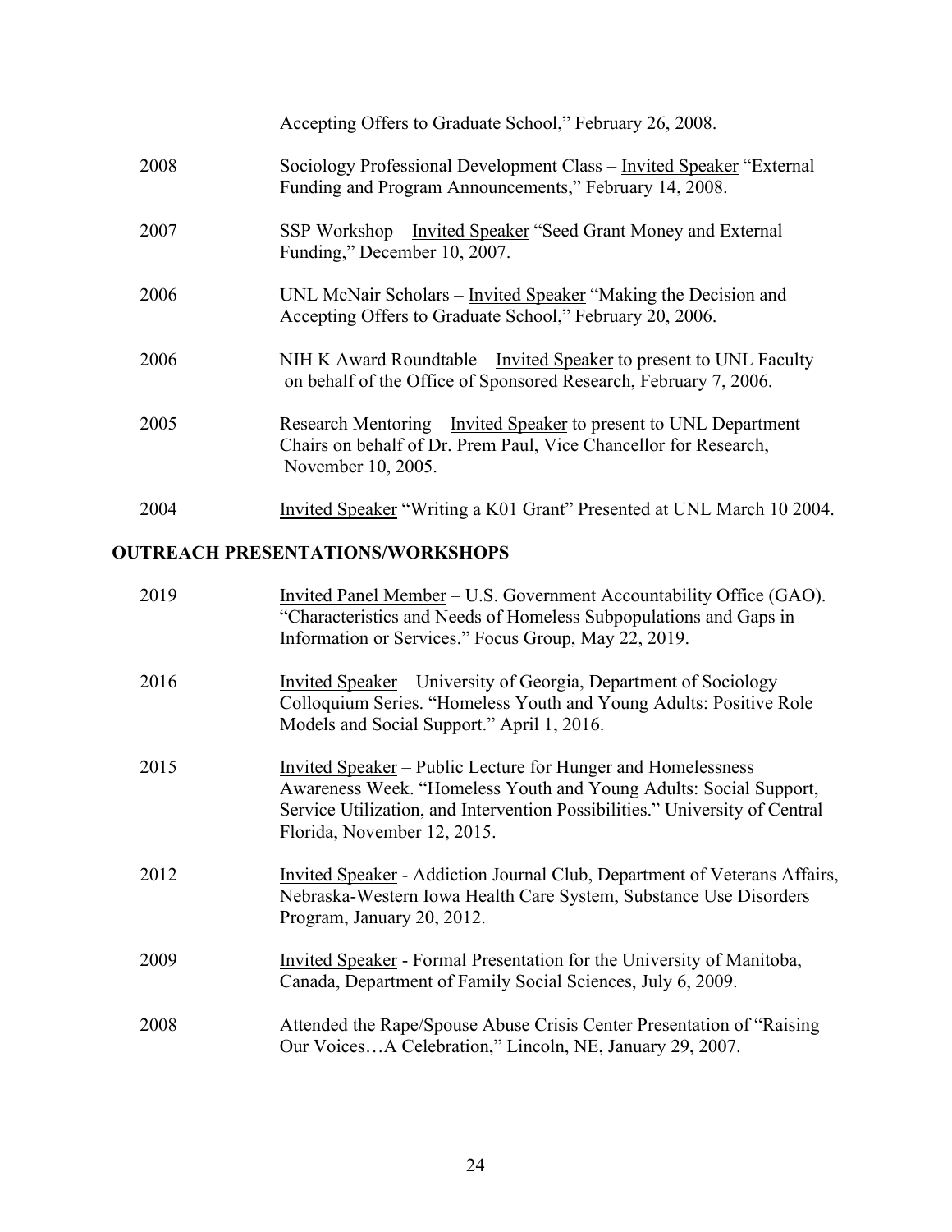Accepting Offers to Graduate School," February 26, 2008.

2008 Sociology Professional Development Class – Invited Speaker "External Funding and Program Announcements," February 14, 2008.

2007 SSP Workshop – Invited Speaker "Seed Grant Money and External Funding," December 10, 2007.

2006 UNL McNair Scholars – Invited Speaker "Making the Decision and Accepting Offers to Graduate School," February 20, 2006.

2006 NIH K Award Roundtable – Invited Speaker to present to UNL Faculty on behalf of the Office of Sponsored Research, February 7, 2006.

2005 Research Mentoring – Invited Speaker to present to UNL Department Chairs on behalf of Dr. Prem Paul, Vice Chancellor for Research, November 10, 2005.

2004 Invited Speaker "Writing a K01 Grant" Presented at UNL March 10 2004.

## OUTREACH PRESENTATIONS/WORKSHOPS

2019 Invited Panel Member – U.S. Government Accountability Office (GAO). "Characteristics and Needs of Homeless Subpopulations and Gaps in Information or Services." Focus Group, May 22, 2019.

2016 Invited Speaker – University of Georgia, Department of Sociology Colloquium Series. "Homeless Youth and Young Adults: Positive Role Models and Social Support." April 1, 2016.

2015 Invited Speaker – Public Lecture for Hunger and Homelessness Awareness Week. "Homeless Youth and Young Adults: Social Support, Service Utilization, and Intervention Possibilities." University of Central Florida, November 12, 2015.

2012 Invited Speaker - Addiction Journal Club, Department of Veterans Affairs, Nebraska-Western Iowa Health Care System, Substance Use Disorders Program, January 20, 2012.

2009 Invited Speaker - Formal Presentation for the University of Manitoba, Canada, Department of Family Social Sciences, July 6, 2009.

2008 Attended the Rape/Spouse Abuse Crisis Center Presentation of "Raising Our Voices…A Celebration," Lincoln, NE, January 29, 2007.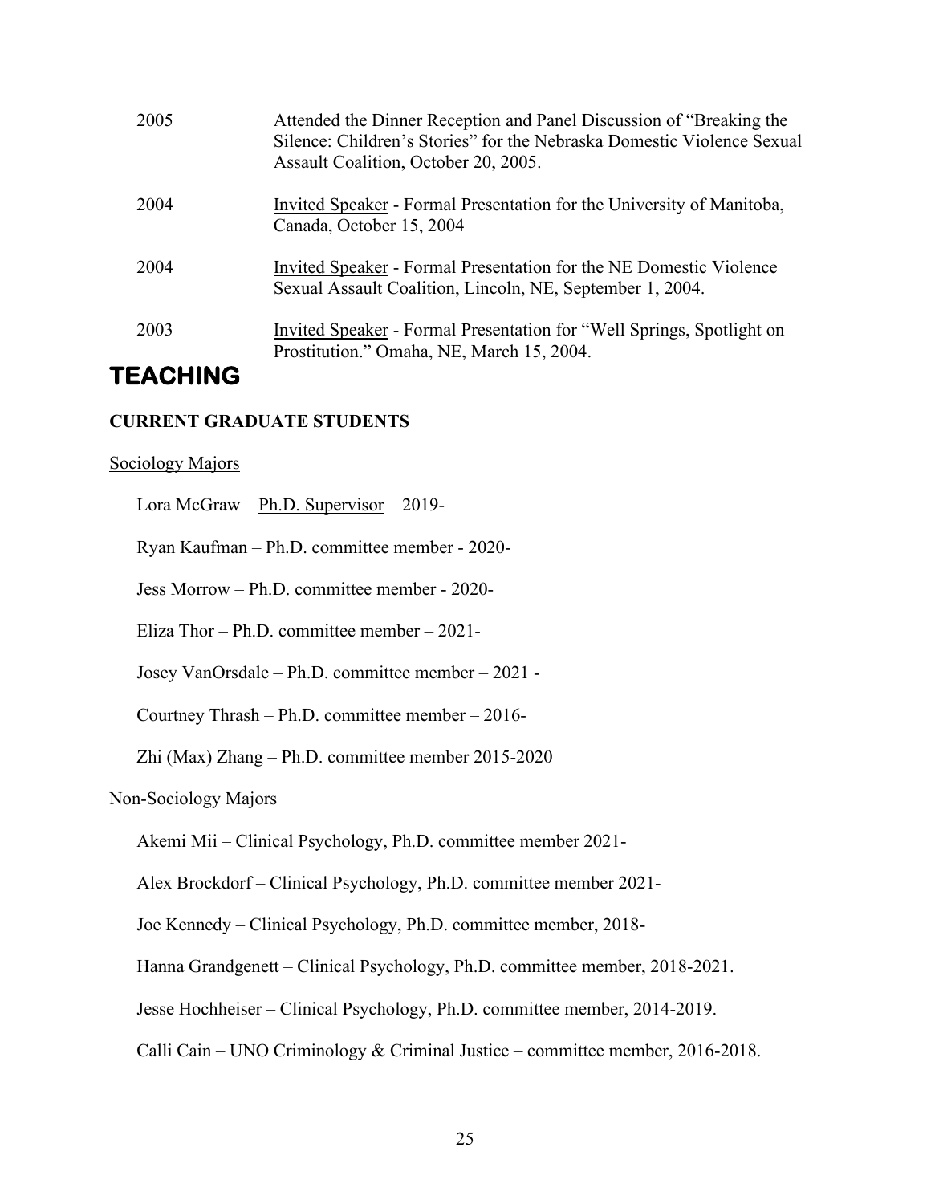| | |
|---|---|
| 2005 | Attended the Dinner Reception and Panel Discussion of "Breaking the Silence: Children's Stories" for the Nebraska Domestic Violence Sexual Assault Coalition, October 20, 2005. |
| 2004 | Invited Speaker - Formal Presentation for the University of Manitoba, Canada, October 15, 2004 |
| 2004 | Invited Speaker - Formal Presentation for the NE Domestic Violence Sexual Assault Coalition, Lincoln, NE, September 1, 2004. |
| 2003 | Invited Speaker - Formal Presentation for "Well Springs, Spotlight on Prostitution." Omaha, NE, March 15, 2004. |

# TEACHING

## CURRENT GRADUATE STUDENTS

Sociology Majors

Lora McGraw – Ph.D. Supervisor – 2019-

Ryan Kaufman – Ph.D. committee member - 2020-

Jess Morrow – Ph.D. committee member - 2020-

Eliza Thor – Ph.D. committee member – 2021-

Josey VanOrsdale – Ph.D. committee member – 2021 -

Courtney Thrash – Ph.D. committee member – 2016-

Zhi (Max) Zhang – Ph.D. committee member 2015-2020

Non-Sociology Majors

Akemi Mii – Clinical Psychology, Ph.D. committee member 2021-

Alex Brockdorf – Clinical Psychology, Ph.D. committee member 2021-

Joe Kennedy – Clinical Psychology, Ph.D. committee member, 2018-

Hanna Grandgenett – Clinical Psychology, Ph.D. committee member, 2018-2021.

Jesse Hochheiser – Clinical Psychology, Ph.D. committee member, 2014-2019.

Calli Cain – UNO Criminology & Criminal Justice – committee member, 2016-2018.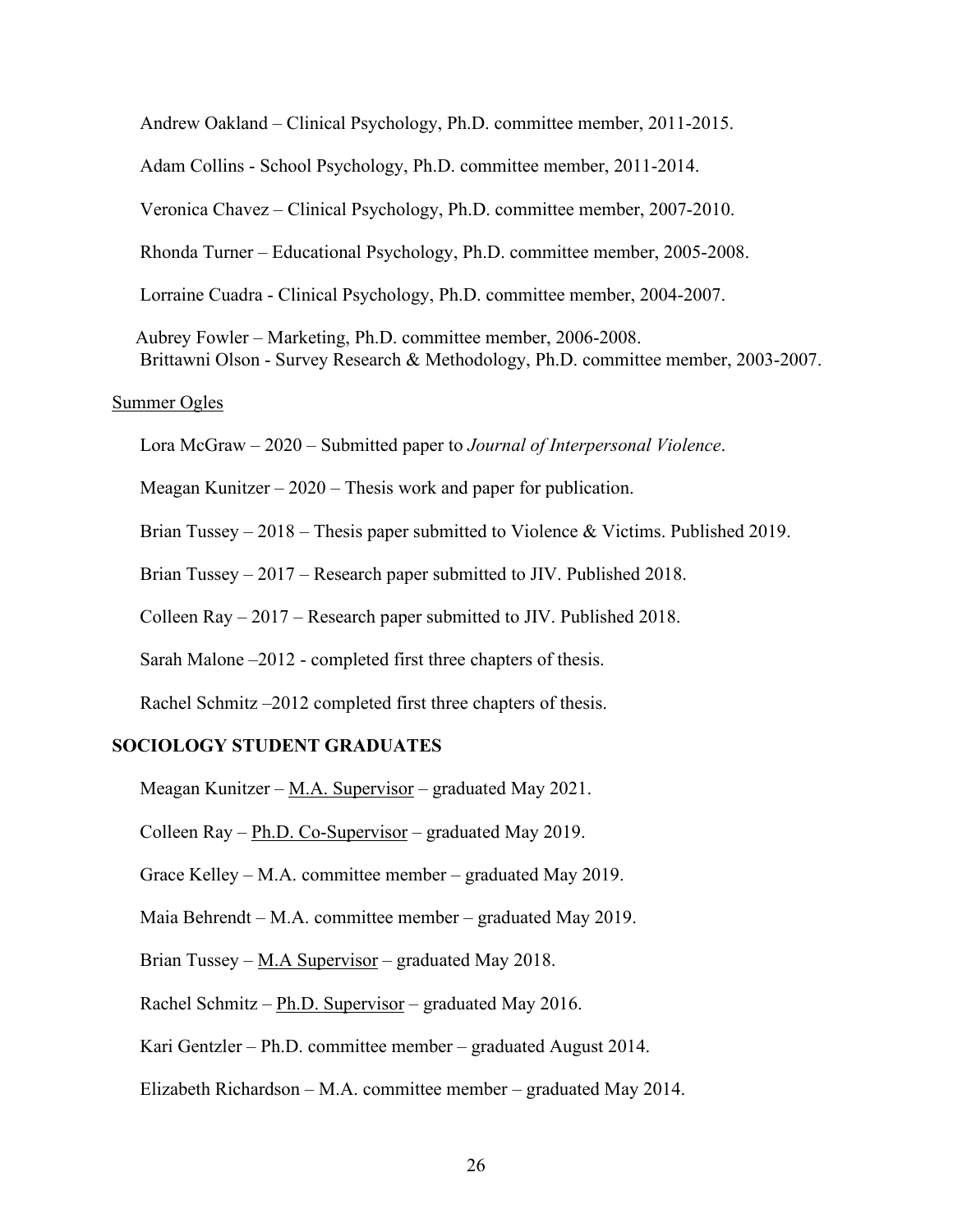Andrew Oakland – Clinical Psychology, Ph.D. committee member, 2011-2015.

Adam Collins - School Psychology, Ph.D. committee member, 2011-2014.

Veronica Chavez – Clinical Psychology, Ph.D. committee member, 2007-2010.

Rhonda Turner – Educational Psychology, Ph.D. committee member, 2005-2008.

Lorraine Cuadra - Clinical Psychology, Ph.D. committee member, 2004-2007.

Aubrey Fowler – Marketing, Ph.D. committee member, 2006-2008.
Brittawni Olson - Survey Research & Methodology, Ph.D. committee member, 2003-2007.

<u>Summer Ogles</u>

Lora McGraw – 2020 – Submitted paper to *Journal of Interpersonal Violence*.

Meagan Kunitzer – 2020 – Thesis work and paper for publication.

Brian Tussey – 2018 – Thesis paper submitted to Violence & Victims. Published 2019.

Brian Tussey – 2017 – Research paper submitted to JIV. Published 2018.

Colleen Ray – 2017 – Research paper submitted to JIV. Published 2018.

Sarah Malone –2012 - completed first three chapters of thesis.

Rachel Schmitz –2012 completed first three chapters of thesis.

**SOCIOLOGY STUDENT GRADUATES**

Meagan Kunitzer – <u>M.A. Supervisor</u> – graduated May 2021.

Colleen Ray – <u>Ph.D. Co-Supervisor</u> – graduated May 2019.

Grace Kelley – M.A. committee member – graduated May 2019.

Maia Behrendt – M.A. committee member – graduated May 2019.

Brian Tussey – <u>M.A Supervisor</u> – graduated May 2018.

Rachel Schmitz – <u>Ph.D. Supervisor</u> – graduated May 2016.

Kari Gentzler – Ph.D. committee member – graduated August 2014.

Elizabeth Richardson – M.A. committee member – graduated May 2014.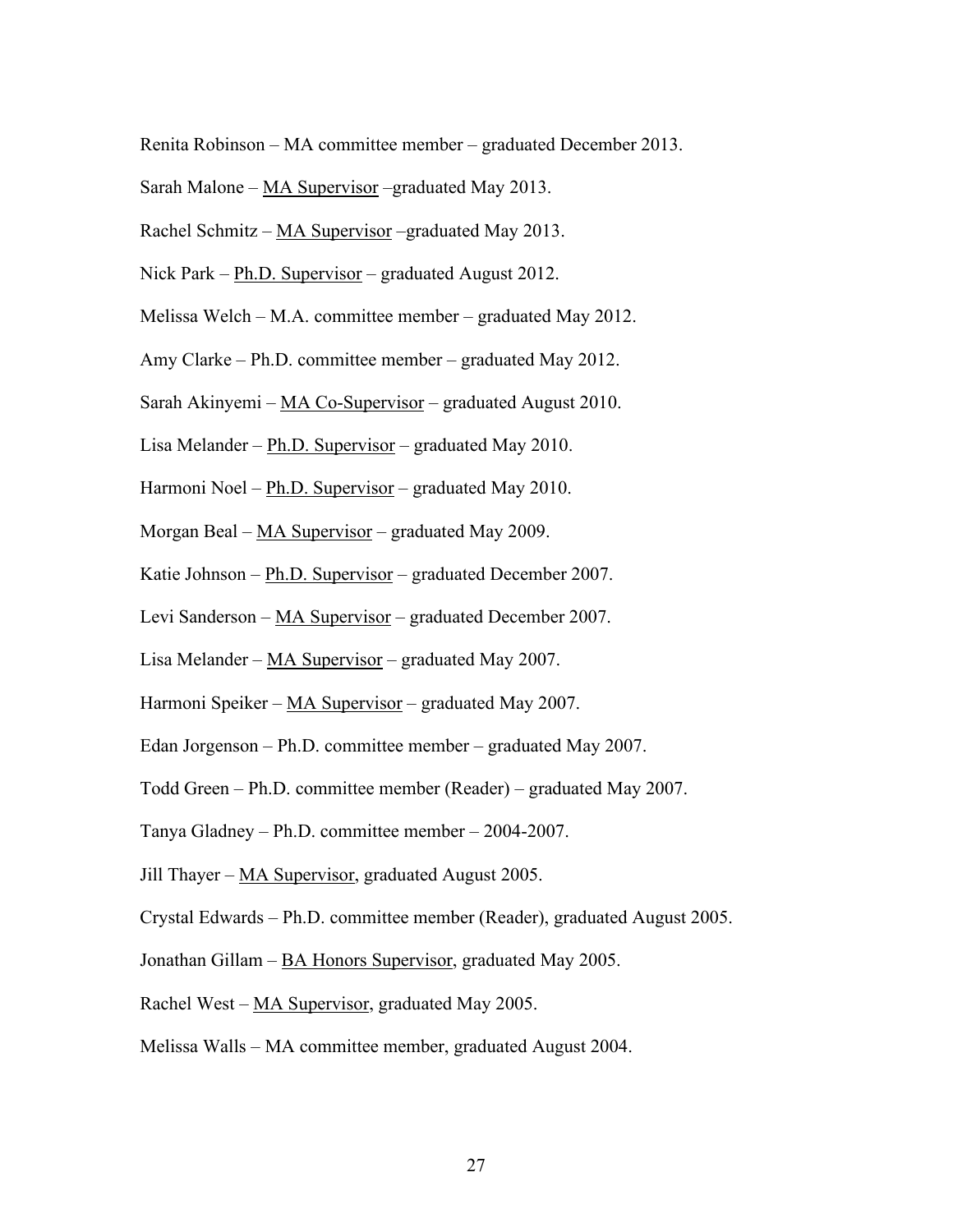Renita Robinson – MA committee member – graduated December 2013.

Sarah Malone – <u>MA Supervisor</u> –graduated May 2013.

Rachel Schmitz – <u>MA Supervisor</u> –graduated May 2013.

Nick Park – <u>Ph.D. Supervisor</u> – graduated August 2012.

Melissa Welch – M.A. committee member – graduated May 2012.

Amy Clarke – Ph.D. committee member – graduated May 2012.

Sarah Akinyemi – <u>MA Co-Supervisor</u> – graduated August 2010.

Lisa Melander – <u>Ph.D. Supervisor</u> – graduated May 2010.

Harmoni Noel – <u>Ph.D. Supervisor</u> – graduated May 2010.

Morgan Beal – <u>MA Supervisor</u> – graduated May 2009.

Katie Johnson – <u>Ph.D. Supervisor</u> – graduated December 2007.

Levi Sanderson – <u>MA Supervisor</u> – graduated December 2007.

Lisa Melander – <u>MA Supervisor</u> – graduated May 2007.

Harmoni Speiker – <u>MA Supervisor</u> – graduated May 2007.

Edan Jorgenson – Ph.D. committee member – graduated May 2007.

Todd Green – Ph.D. committee member (Reader) – graduated May 2007.

Tanya Gladney – Ph.D. committee member – 2004-2007.

Jill Thayer – <u>MA Supervisor</u>, graduated August 2005.

Crystal Edwards – Ph.D. committee member (Reader), graduated August 2005.

Jonathan Gillam – <u>BA Honors Supervisor</u>, graduated May 2005.

Rachel West – <u>MA Supervisor</u>, graduated May 2005.

Melissa Walls – MA committee member, graduated August 2004.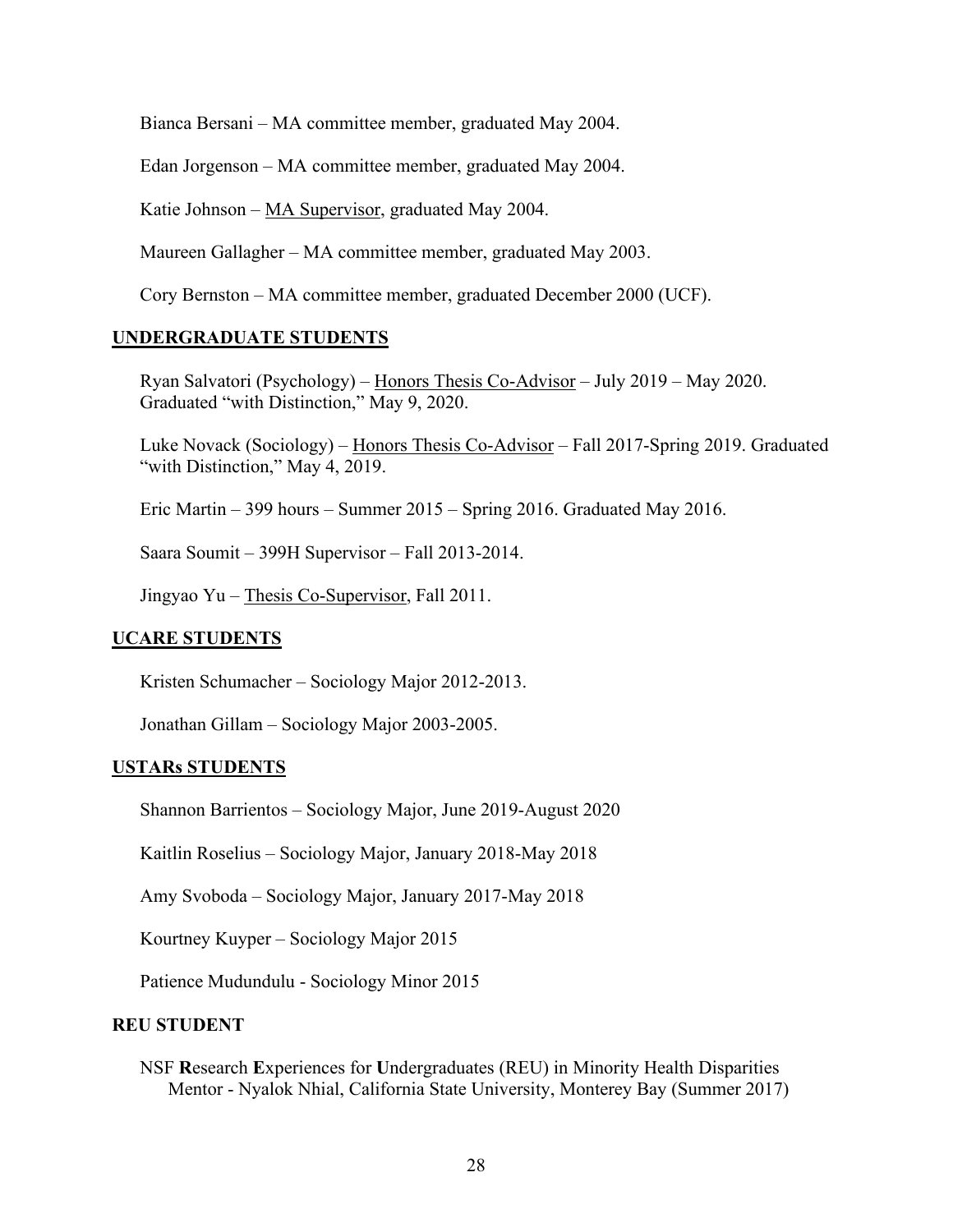Bianca Bersani – MA committee member, graduated May 2004.

Edan Jorgenson – MA committee member, graduated May 2004.

Katie Johnson – <u>MA Supervisor</u>, graduated May 2004.

Maureen Gallagher – MA committee member, graduated May 2003.

Cory Bernston – MA committee member, graduated December 2000 (UCF).

## <u>UNDERGRADUATE STUDENTS</u>

Ryan Salvatori (Psychology) – <u>Honors Thesis Co-Advisor</u> – July 2019 – May 2020. Graduated "with Distinction," May 9, 2020.

Luke Novack (Sociology) – <u>Honors Thesis Co-Advisor</u> – Fall 2017-Spring 2019. Graduated "with Distinction," May 4, 2019.

Eric Martin – 399 hours – Summer 2015 – Spring 2016. Graduated May 2016.

Saara Soumit – 399H Supervisor – Fall 2013-2014.

Jingyao Yu – <u>Thesis Co-Supervisor</u>, Fall 2011.

## <u>UCARE STUDENTS</u>

Kristen Schumacher – Sociology Major 2012-2013.

Jonathan Gillam – Sociology Major 2003-2005.

## <u>USTARs STUDENTS</u>

Shannon Barrientos – Sociology Major, June 2019-August 2020

Kaitlin Roselius – Sociology Major, January 2018-May 2018

Amy Svoboda – Sociology Major, January 2017-May 2018

Kourtney Kuyper – Sociology Major 2015

Patience Mudundulu - Sociology Minor 2015

## REU STUDENT

NSF **R**esearch **E**xperiences for **U**ndergraduates (REU) in Minority Health Disparities
Mentor - Nyalok Nhial, California State University, Monterey Bay (Summer 2017)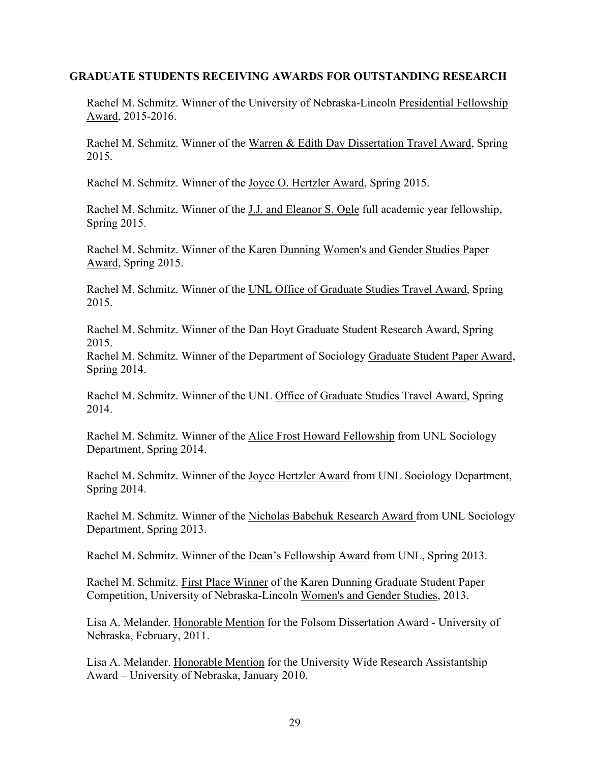## GRADUATE STUDENTS RECEIVING AWARDS FOR OUTSTANDING RESEARCH

Rachel M. Schmitz. Winner of the University of Nebraska-Lincoln Presidential Fellowship Award, 2015-2016.

Rachel M. Schmitz. Winner of the Warren & Edith Day Dissertation Travel Award, Spring 2015.

Rachel M. Schmitz. Winner of the Joyce O. Hertzler Award, Spring 2015.

Rachel M. Schmitz. Winner of the J.J. and Eleanor S. Ogle full academic year fellowship, Spring 2015.

Rachel M. Schmitz. Winner of the Karen Dunning Women's and Gender Studies Paper Award, Spring 2015.

Rachel M. Schmitz. Winner of the UNL Office of Graduate Studies Travel Award, Spring 2015.

Rachel M. Schmitz. Winner of the Dan Hoyt Graduate Student Research Award, Spring 2015.

Rachel M. Schmitz. Winner of the Department of Sociology Graduate Student Paper Award, Spring 2014.

Rachel M. Schmitz. Winner of the UNL Office of Graduate Studies Travel Award, Spring 2014.

Rachel M. Schmitz. Winner of the Alice Frost Howard Fellowship from UNL Sociology Department, Spring 2014.

Rachel M. Schmitz. Winner of the Joyce Hertzler Award from UNL Sociology Department, Spring 2014.

Rachel M. Schmitz. Winner of the Nicholas Babchuk Research Award from UNL Sociology Department, Spring 2013.

Rachel M. Schmitz. Winner of the Dean's Fellowship Award from UNL, Spring 2013.

Rachel M. Schmitz. First Place Winner of the Karen Dunning Graduate Student Paper Competition, University of Nebraska-Lincoln Women's and Gender Studies, 2013.

Lisa A. Melander. Honorable Mention for the Folsom Dissertation Award - University of Nebraska, February, 2011.

Lisa A. Melander. Honorable Mention for the University Wide Research Assistantship Award – University of Nebraska, January 2010.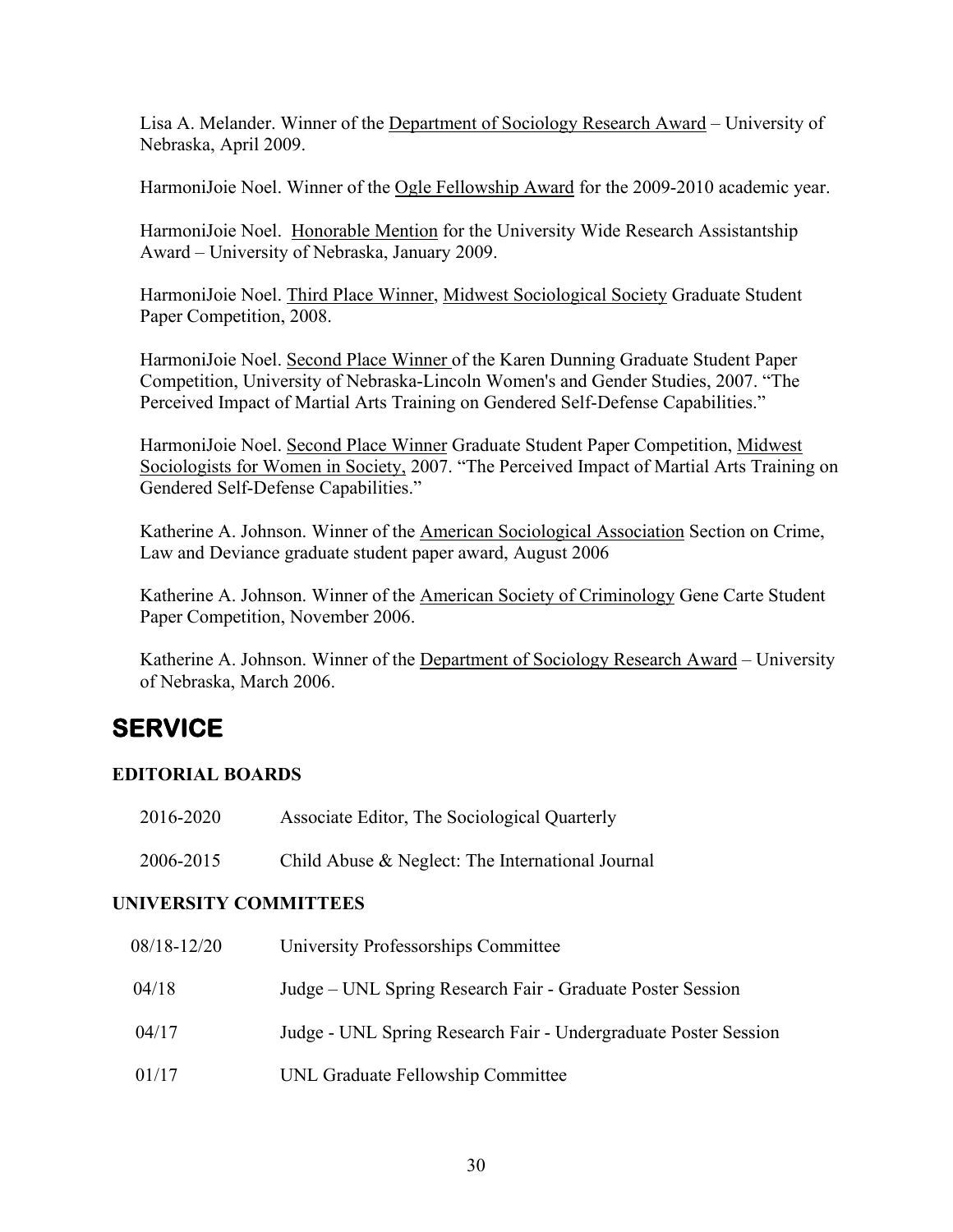Lisa A. Melander. Winner of the Department of Sociology Research Award – University of Nebraska, April 2009.

HarmoniJoie Noel. Winner of the Ogle Fellowship Award for the 2009-2010 academic year.

HarmoniJoie Noel. Honorable Mention for the University Wide Research Assistantship Award – University of Nebraska, January 2009.

HarmoniJoie Noel. Third Place Winner, Midwest Sociological Society Graduate Student Paper Competition, 2008.

HarmoniJoie Noel. Second Place Winner of the Karen Dunning Graduate Student Paper Competition, University of Nebraska-Lincoln Women's and Gender Studies, 2007. "The Perceived Impact of Martial Arts Training on Gendered Self-Defense Capabilities."

HarmoniJoie Noel. Second Place Winner Graduate Student Paper Competition, Midwest Sociologists for Women in Society, 2007. "The Perceived Impact of Martial Arts Training on Gendered Self-Defense Capabilities."

Katherine A. Johnson. Winner of the American Sociological Association Section on Crime, Law and Deviance graduate student paper award, August 2006

Katherine A. Johnson. Winner of the American Society of Criminology Gene Carte Student Paper Competition, November 2006.

Katherine A. Johnson. Winner of the Department of Sociology Research Award – University of Nebraska, March 2006.

# SERVICE

### EDITORIAL BOARDS

| | |
|---|---|
| 2016-2020 | Associate Editor, The Sociological Quarterly |
| 2006-2015 | Child Abuse & Neglect: The International Journal |

### UNIVERSITY COMMITTEES

| | |
|---|---|
| 08/18-12/20 | University Professorships Committee |
| 04/18 | Judge – UNL Spring Research Fair - Graduate Poster Session |
| 04/17 | Judge - UNL Spring Research Fair - Undergraduate Poster Session |
| 01/17 | UNL Graduate Fellowship Committee |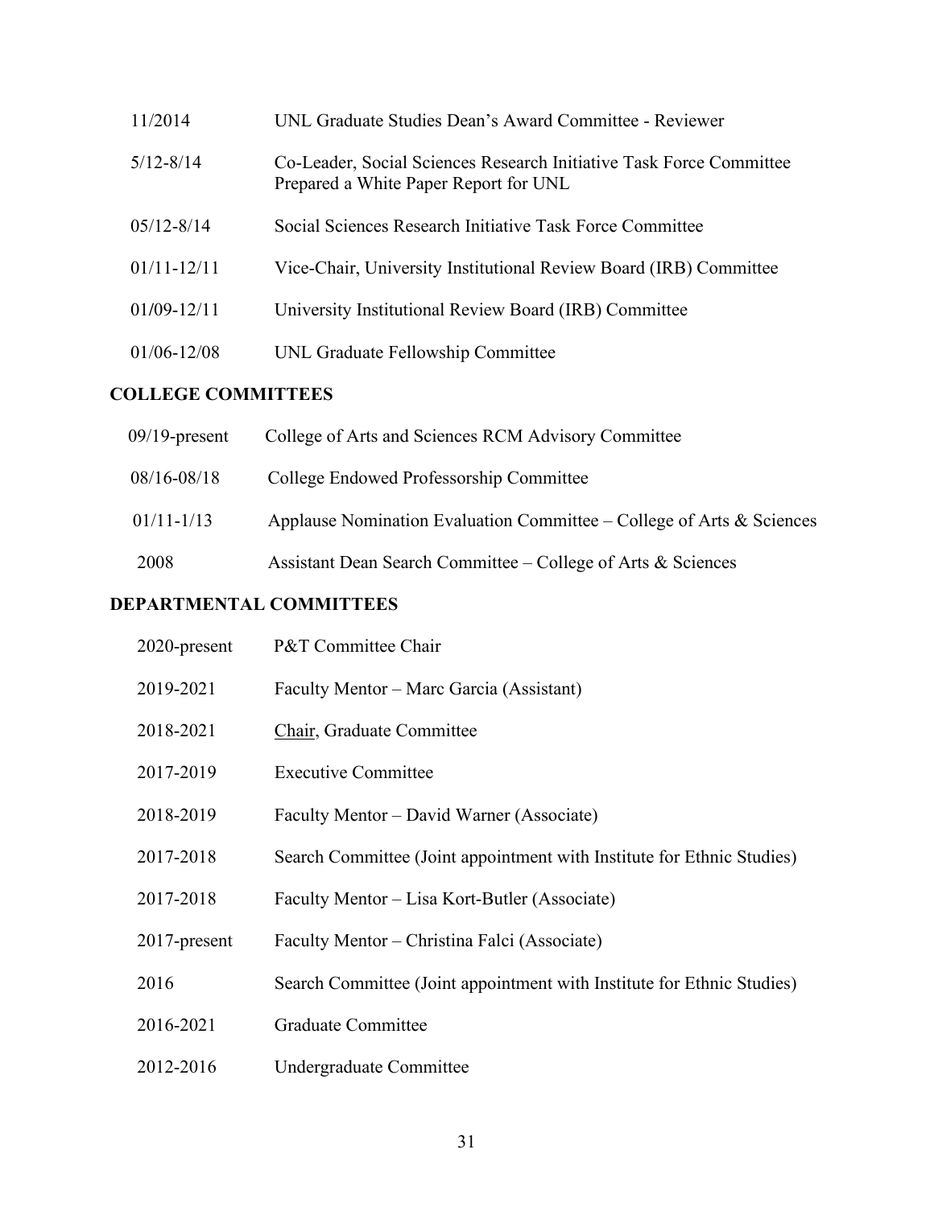| | |
|---|---|
| 11/2014 | UNL Graduate Studies Dean's Award Committee - Reviewer |
| 5/12-8/14 | Co-Leader, Social Sciences Research Initiative Task Force Committee Prepared a White Paper Report for UNL |
| 05/12-8/14 | Social Sciences Research Initiative Task Force Committee |
| 01/11-12/11 | Vice-Chair, University Institutional Review Board (IRB) Committee |
| 01/09-12/11 | University Institutional Review Board (IRB) Committee |
| 01/06-12/08 | UNL Graduate Fellowship Committee |

## COLLEGE COMMITTEES

| | |
|---|---|
| 09/19-present | College of Arts and Sciences RCM Advisory Committee |
| 08/16-08/18 | College Endowed Professorship Committee |
| 01/11-1/13 | Applause Nomination Evaluation Committee – College of Arts & Sciences |
| 2008 | Assistant Dean Search Committee – College of Arts & Sciences |

## DEPARTMENTAL COMMITTEES

| | |
|---|---|
| 2020-present | P&T Committee Chair |
| 2019-2021 | Faculty Mentor – Marc Garcia (Assistant) |
| 2018-2021 | Chair, Graduate Committee |
| 2017-2019 | Executive Committee |
| 2018-2019 | Faculty Mentor – David Warner (Associate) |
| 2017-2018 | Search Committee (Joint appointment with Institute for Ethnic Studies) |
| 2017-2018 | Faculty Mentor – Lisa Kort-Butler (Associate) |
| 2017-present | Faculty Mentor – Christina Falci (Associate) |
| 2016 | Search Committee (Joint appointment with Institute for Ethnic Studies) |
| 2016-2021 | Graduate Committee |
| 2012-2016 | Undergraduate Committee |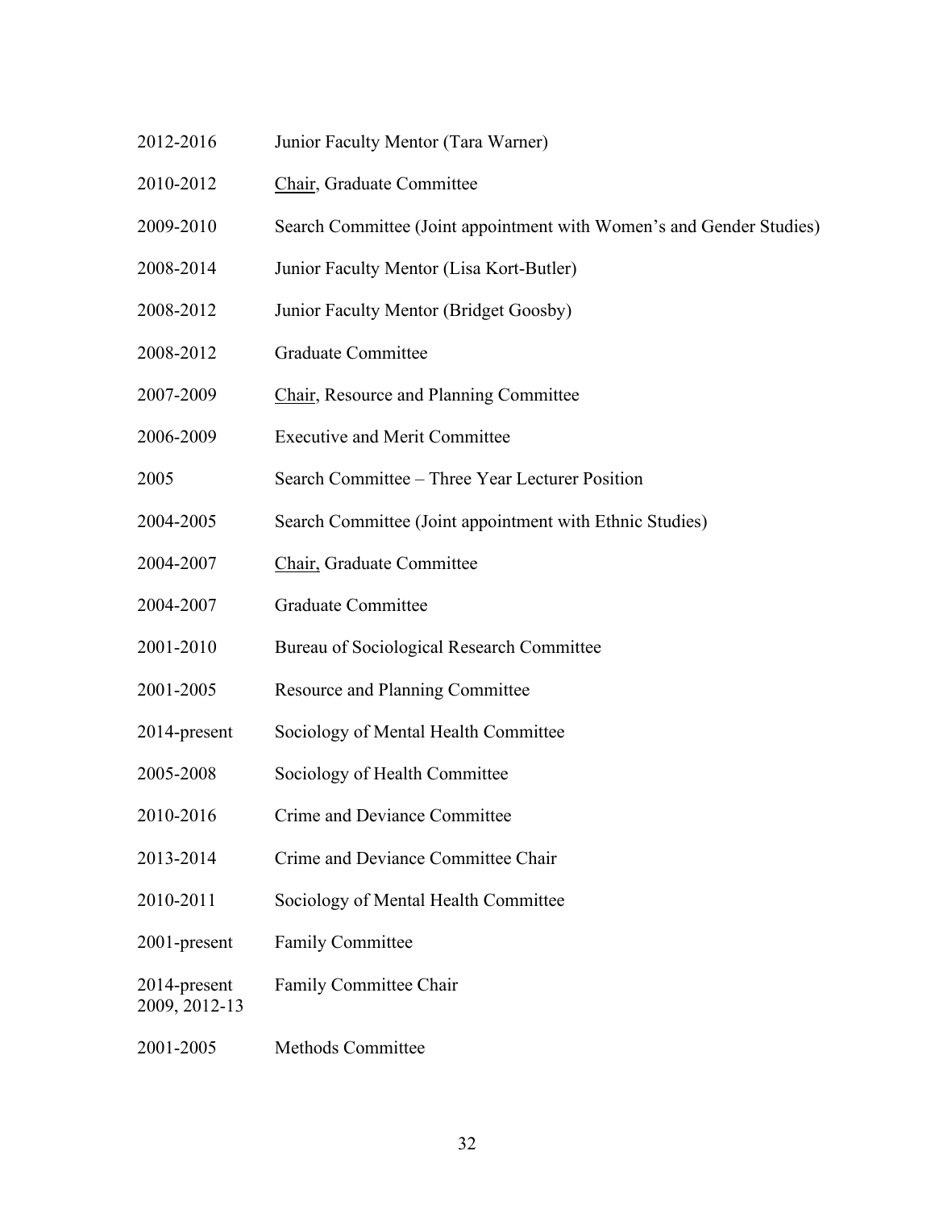| | |
|---|---|
| 2012-2016 | Junior Faculty Mentor (Tara Warner) |
| 2010-2012 | <u>Chair</u>, Graduate Committee |
| 2009-2010 | Search Committee (Joint appointment with Women's and Gender Studies) |
| 2008-2014 | Junior Faculty Mentor (Lisa Kort-Butler) |
| 2008-2012 | Junior Faculty Mentor (Bridget Goosby) |
| 2008-2012 | Graduate Committee |
| 2007-2009 | <u>Chair</u>, Resource and Planning Committee |
| 2006-2009 | Executive and Merit Committee |
| 2005 | Search Committee – Three Year Lecturer Position |
| 2004-2005 | Search Committee (Joint appointment with Ethnic Studies) |
| 2004-2007 | <u>Chair,</u> Graduate Committee |
| 2004-2007 | Graduate Committee |
| 2001-2010 | Bureau of Sociological Research Committee |
| 2001-2005 | Resource and Planning Committee |
| 2014-present | Sociology of Mental Health Committee |
| 2005-2008 | Sociology of Health Committee |
| 2010-2016 | Crime and Deviance Committee |
| 2013-2014 | Crime and Deviance Committee Chair |
| 2010-2011 | Sociology of Mental Health Committee |
| 2001-present | Family Committee |
| 2014-present<br>2009, 2012-13 | Family Committee Chair |
| 2001-2005 | Methods Committee |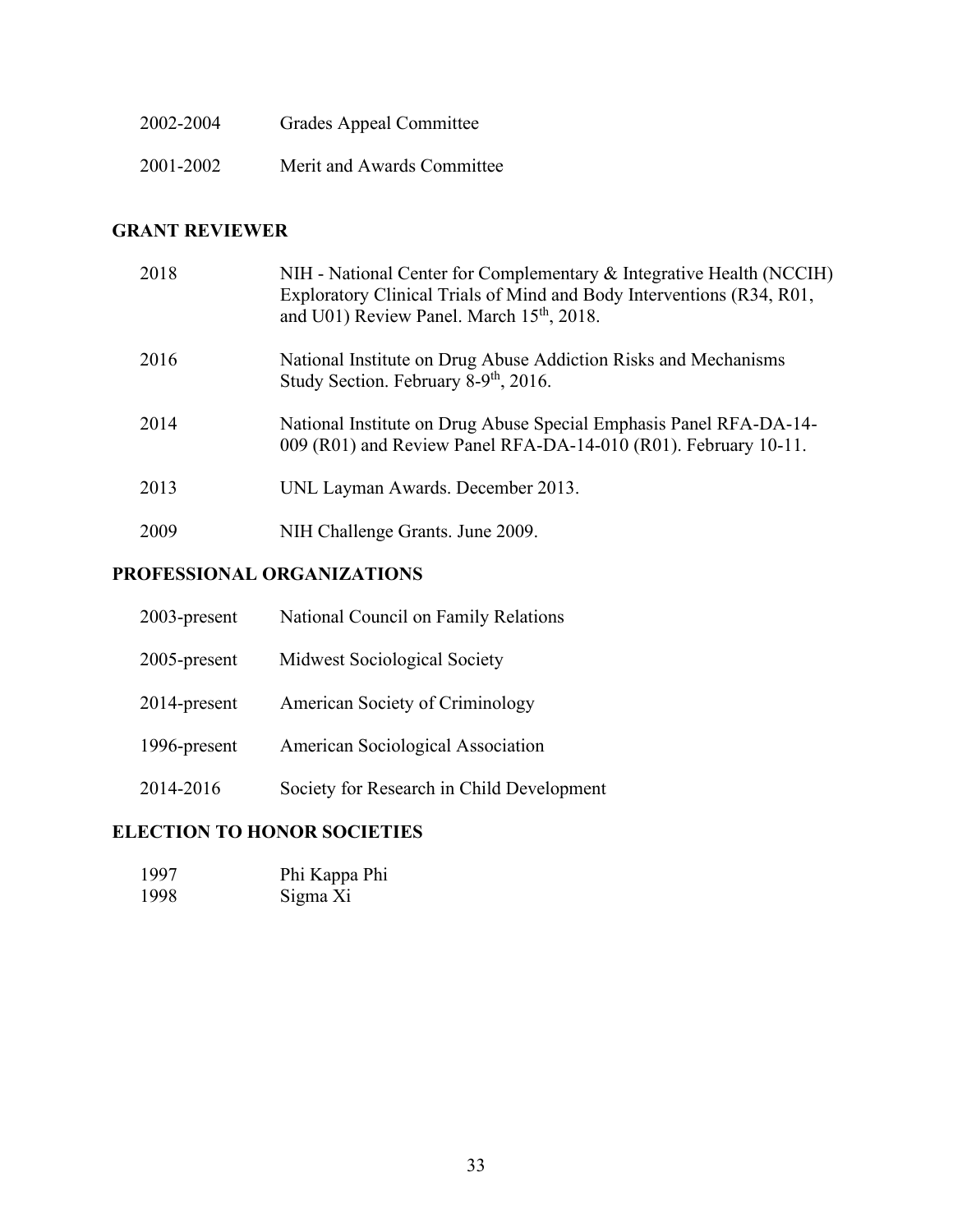| | |
|---|---|
| 2002-2004 | Grades Appeal Committee |
| 2001-2002 | Merit and Awards Committee |

## GRANT REVIEWER

| | |
|---|---|
| 2018 | NIH - National Center for Complementary & Integrative Health (NCCIH) Exploratory Clinical Trials of Mind and Body Interventions (R34, R01, and U01) Review Panel. March 15th, 2018. |
| 2016 | National Institute on Drug Abuse Addiction Risks and Mechanisms Study Section. February 8-9th, 2016. |
| 2014 | National Institute on Drug Abuse Special Emphasis Panel RFA-DA-14-009 (R01) and Review Panel RFA-DA-14-010 (R01). February 10-11. |
| 2013 | UNL Layman Awards. December 2013. |
| 2009 | NIH Challenge Grants. June 2009. |

## PROFESSIONAL ORGANIZATIONS

| | |
|---|---|
| 2003-present | National Council on Family Relations |
| 2005-present | Midwest Sociological Society |
| 2014-present | American Society of Criminology |
| 1996-present | American Sociological Association |
| 2014-2016 | Society for Research in Child Development |

## ELECTION TO HONOR SOCIETIES

| | |
|---|---|
| 1997 | Phi Kappa Phi |
| 1998 | Sigma Xi |